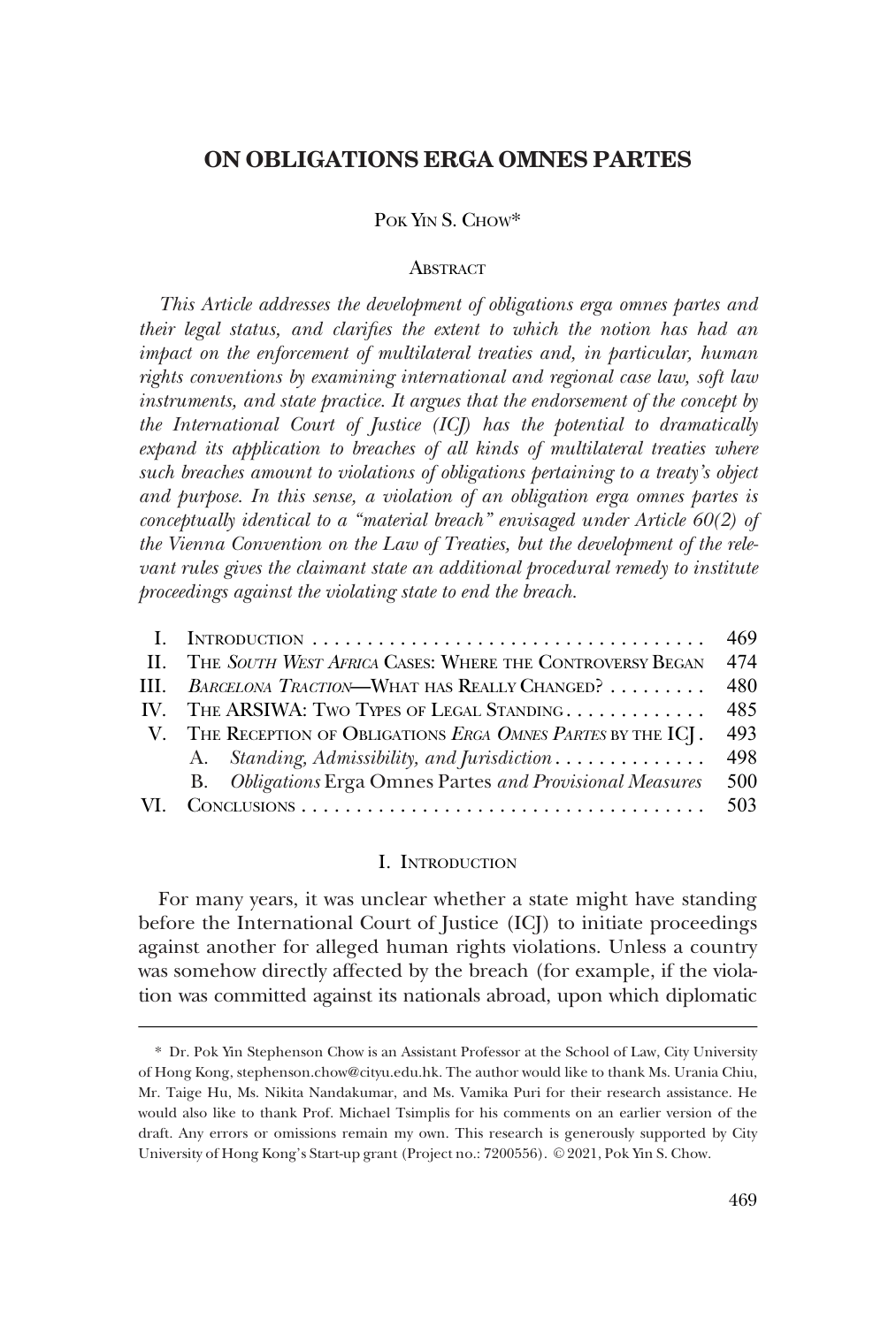# ON OBLIGATIONS ERGA OMNES PARTES

POK YIN S. CHOW*

## ABSTRACT

*This Article addresses the development of obligations erga omnes partes and their legal status, and clarifies the extent to which the notion has had an impact on the enforcement of multilateral treaties and, in particular, human rights conventions by examining international and regional case law, soft law instruments, and state practice. It argues that the endorsement of the concept by the International Court of Justice (ICJ) has the potential to dramatically expand its application to breaches of all kinds of multilateral treaties where such breaches amount to violations of obligations pertaining to a treaty's object and purpose. In this sense, a violation of an obligation erga omnes partes is conceptually identical to a "material breach" envisaged under Article 60(2) of the Vienna Convention on the Law of Treaties, but the development of the relevant rules gives the claimant state an additional procedural remedy to institute proceedings against the violating state to end the breach.*

| | | |
|---|---|---|
| I. | INTRODUCTION | 469 |
| II. | THE *SOUTH WEST AFRICA* CASES: WHERE THE CONTROVERSY BEGAN | 474 |
| III. | *BARCELONA TRACTION*—WHAT HAS REALLY CHANGED? | 480 |
| IV. | THE ARSIWA: TWO TYPES OF LEGAL STANDING | 485 |
| V. | THE RECEPTION OF OBLIGATIONS *ERGA OMNES PARTES* BY THE ICJ | 493 |
| | A. *Standing, Admissibility, and Jurisdiction* | 498 |
| | B. *Obligations* Erga Omnes Partes *and Provisional Measures* | 500 |
| VI. | CONCLUSIONS | 503 |

## I. INTRODUCTION

For many years, it was unclear whether a state might have standing before the International Court of Justice (ICJ) to initiate proceedings against another for alleged human rights violations. Unless a country was somehow directly affected by the breach (for example, if the violation was committed against its nationals abroad, upon which diplomatic

---

\* Dr. Pok Yin Stephenson Chow is an Assistant Professor at the School of Law, City University of Hong Kong, stephenson.chow@cityu.edu.hk. The author would like to thank Ms. Urania Chiu, Mr. Taige Hu, Ms. Nikita Nandakumar, and Ms. Vamika Puri for their research assistance. He would also like to thank Prof. Michael Tsimplis for his comments on an earlier version of the draft. Any errors or omissions remain my own. This research is generously supported by City University of Hong Kong's Start-up grant (Project no.: 7200556). © 2021, Pok Yin S. Chow.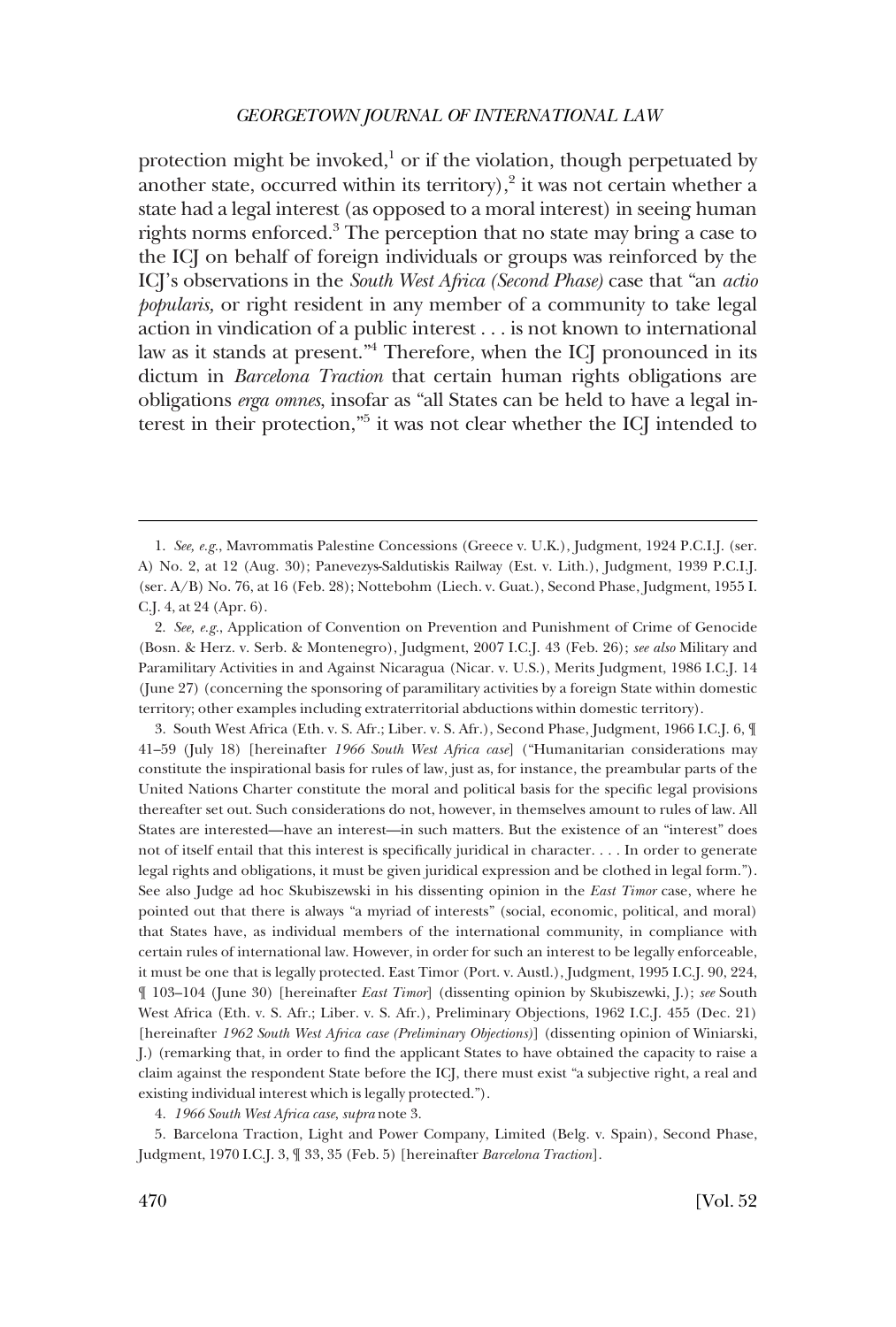protection might be invoked,[1] or if the violation, though perpetuated by another state, occurred within its territory),[2] it was not certain whether a state had a legal interest (as opposed to a moral interest) in seeing human rights norms enforced.[3] The perception that no state may bring a case to the ICJ on behalf of foreign individuals or groups was reinforced by the ICJ's observations in the *South West Africa (Second Phase)* case that "an *actio popularis,* or right resident in any member of a community to take legal action in vindication of a public interest . . . is not known to international law as it stands at present."[4] Therefore, when the ICJ pronounced in its dictum in *Barcelona Traction* that certain human rights obligations are obligations *erga omnes*, insofar as "all States can be held to have a legal interest in their protection,"[5] it was not clear whether the ICJ intended to

---

1. *See, e.g.*, Mavrommatis Palestine Concessions (Greece v. U.K.), Judgment, 1924 P.C.I.J. (ser. A) No. 2, at 12 (Aug. 30); Panevezys-Saldutiskis Railway (Est. v. Lith.), Judgment, 1939 P.C.I.J. (ser. A/B) No. 76, at 16 (Feb. 28); Nottebohm (Liech. v. Guat.), Second Phase, Judgment, 1955 I. C.J. 4, at 24 (Apr. 6).

2. *See, e.g.*, Application of Convention on Prevention and Punishment of Crime of Genocide (Bosn. & Herz. v. Serb. & Montenegro), Judgment, 2007 I.C.J. 43 (Feb. 26); *see also* Military and Paramilitary Activities in and Against Nicaragua (Nicar. v. U.S.), Merits Judgment, 1986 I.C.J. 14 (June 27) (concerning the sponsoring of paramilitary activities by a foreign State within domestic territory; other examples including extraterritorial abductions within domestic territory).

3. South West Africa (Eth. v. S. Afr.; Liber. v. S. Afr.), Second Phase, Judgment, 1966 I.C.J. 6, ¶ 41–59 (July 18) [hereinafter *1966 South West Africa case*] ("Humanitarian considerations may constitute the inspirational basis for rules of law, just as, for instance, the preambular parts of the United Nations Charter constitute the moral and political basis for the specific legal provisions thereafter set out. Such considerations do not, however, in themselves amount to rules of law. All States are interested—have an interest—in such matters. But the existence of an "interest" does not of itself entail that this interest is specifically juridical in character. . . . In order to generate legal rights and obligations, it must be given juridical expression and be clothed in legal form."). See also Judge ad hoc Skubiszewski in his dissenting opinion in the *East Timor* case, where he pointed out that there is always "a myriad of interests" (social, economic, political, and moral) that States have, as individual members of the international community, in compliance with certain rules of international law. However, in order for such an interest to be legally enforceable, it must be one that is legally protected. East Timor (Port. v. Austl.), Judgment, 1995 I.C.J. 90, 224, ¶ 103–104 (June 30) [hereinafter *East Timor*] (dissenting opinion by Skubiszewki, J.); *see* South West Africa (Eth. v. S. Afr.; Liber. v. S. Afr.), Preliminary Objections, 1962 I.C.J. 455 (Dec. 21) [hereinafter *1962 South West Africa case (Preliminary Objections)*] (dissenting opinion of Winiarski, J.) (remarking that, in order to find the applicant States to have obtained the capacity to raise a claim against the respondent State before the ICJ, there must exist "a subjective right, a real and existing individual interest which is legally protected.").

4. *1966 South West Africa case*, *supra* note 3.

5. Barcelona Traction, Light and Power Company, Limited (Belg. v. Spain), Second Phase, Judgment, 1970 I.C.J. 3, ¶ 33, 35 (Feb. 5) [hereinafter *Barcelona Traction*].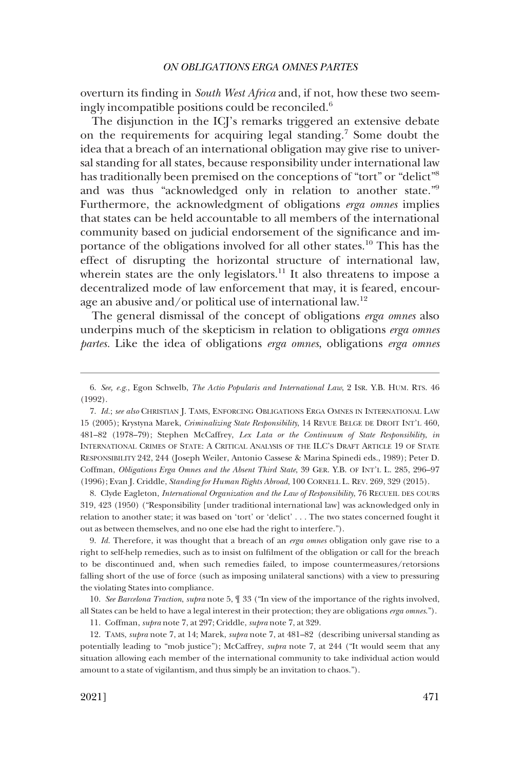overturn its finding in *South West Africa* and, if not, how these two seemingly incompatible positions could be reconciled.[6]

The disjunction in the ICJ's remarks triggered an extensive debate on the requirements for acquiring legal standing.[7] Some doubt the idea that a breach of an international obligation may give rise to universal standing for all states, because responsibility under international law has traditionally been premised on the conceptions of "tort" or "delict"[8] and was thus "acknowledged only in relation to another state."[9] Furthermore, the acknowledgment of obligations *erga omnes* implies that states can be held accountable to all members of the international community based on judicial endorsement of the significance and importance of the obligations involved for all other states.[10] This has the effect of disrupting the horizontal structure of international law, wherein states are the only legislators.[11] It also threatens to impose a decentralized mode of law enforcement that may, it is feared, encourage an abusive and/or political use of international law.[12]

The general dismissal of the concept of obligations *erga omnes* also underpins much of the skepticism in relation to obligations *erga omnes partes*. Like the idea of obligations *erga omnes*, obligations *erga omnes*

---

6. *See, e.g.*, Egon Schwelb, *The Actio Popularis and International Law*, 2 ISR. Y.B. HUM. RTS. 46 (1992).

7. *Id.*; *see also* CHRISTIAN J. TAMS, ENFORCING OBLIGATIONS ERGA OMNES IN INTERNATIONAL LAW 15 (2005); Krystyna Marek, *Criminalizing State Responsibility*, 14 REVUE BELGE DE DROIT INT'L 460, 481–82 (1978–79); Stephen McCaffrey, *Lex Lata or the Continuum of State Responsibility*, *in* INTERNATIONAL CRIMES OF STATE: A CRITICAL ANALYSIS OF THE ILC'S DRAFT ARTICLE 19 OF STATE RESPONSIBILITY 242, 244 (Joseph Weiler, Antonio Cassese & Marina Spinedi eds., 1989); Peter D. Coffman, *Obligations Erga Omnes and the Absent Third State*, 39 GER. Y.B. OF INT'L L. 285, 296–97 (1996); Evan J. Criddle, *Standing for Human Rights Abroad*, 100 CORNELL L. REV. 269, 329 (2015).

8. Clyde Eagleton, *International Organization and the Law of Responsibility*, 76 RECUEIL DES COURS 319, 423 (1950) ("Responsibility [under traditional international law] was acknowledged only in relation to another state; it was based on 'tort' or 'delict' . . . The two states concerned fought it out as between themselves, and no one else had the right to interfere.").

9. *Id.* Therefore, it was thought that a breach of an *erga omnes* obligation only gave rise to a right to self-help remedies, such as to insist on fulfilment of the obligation or call for the breach to be discontinued and, when such remedies failed, to impose countermeasures/retorsions falling short of the use of force (such as imposing unilateral sanctions) with a view to pressuring the violating States into compliance.

10. *See Barcelona Traction*, *supra* note 5, ¶ 33 ("In view of the importance of the rights involved, all States can be held to have a legal interest in their protection; they are obligations *erga omnes*.").

11. Coffman, *supra* note 7, at 297; Criddle, *supra* note 7, at 329.

12. TAMS, *supra* note 7, at 14; Marek, *supra* note 7, at 481–82 (describing universal standing as potentially leading to "mob justice"); McCaffrey, *supra* note 7, at 244 ("It would seem that any situation allowing each member of the international community to take individual action would amount to a state of vigilantism, and thus simply be an invitation to chaos.").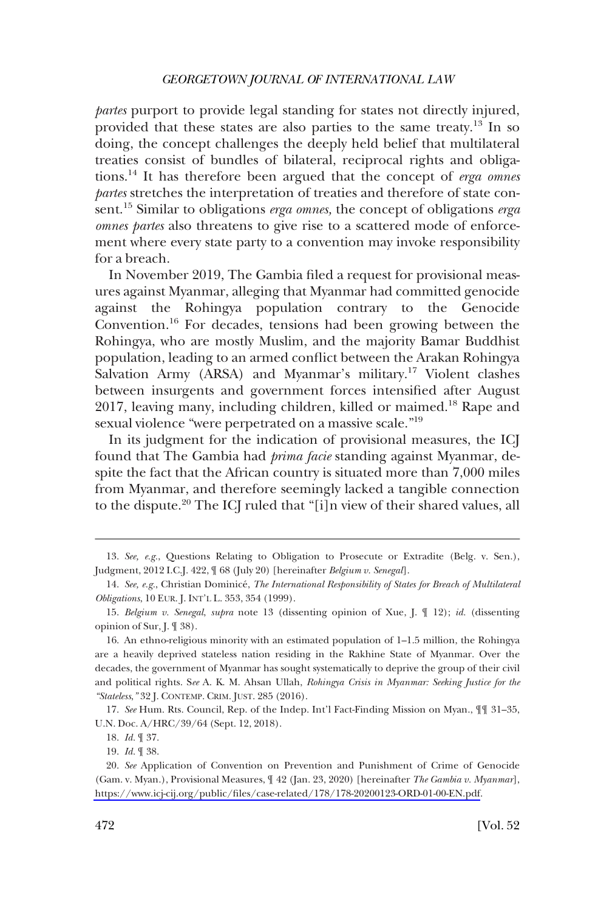*partes* purport to provide legal standing for states not directly injured, provided that these states are also parties to the same treaty.[13] In so doing, the concept challenges the deeply held belief that multilateral treaties consist of bundles of bilateral, reciprocal rights and obligations.[14] It has therefore been argued that the concept of *erga omnes partes* stretches the interpretation of treaties and therefore of state consent.[15] Similar to obligations *erga omnes,* the concept of obligations *erga omnes partes* also threatens to give rise to a scattered mode of enforcement where every state party to a convention may invoke responsibility for a breach.

In November 2019, The Gambia filed a request for provisional measures against Myanmar, alleging that Myanmar had committed genocide against the Rohingya population contrary to the Genocide Convention.[16] For decades, tensions had been growing between the Rohingya, who are mostly Muslim, and the majority Bamar Buddhist population, leading to an armed conflict between the Arakan Rohingya Salvation Army (ARSA) and Myanmar's military.[17] Violent clashes between insurgents and government forces intensified after August 2017, leaving many, including children, killed or maimed.[18] Rape and sexual violence "were perpetrated on a massive scale."[19]

In its judgment for the indication of provisional measures, the ICJ found that The Gambia had *prima facie* standing against Myanmar, despite the fact that the African country is situated more than 7,000 miles from Myanmar, and therefore seemingly lacked a tangible connection to the dispute.[20] The ICJ ruled that "[i]n view of their shared values, all

---

13. *See, e.g.*, Questions Relating to Obligation to Prosecute or Extradite (Belg. v. Sen.), Judgment, 2012 I.C.J. 422, ¶ 68 (July 20) [hereinafter *Belgium v. Senegal*].

14. *See, e.g.*, Christian Dominicé, *The International Responsibility of States for Breach of Multilateral Obligations*, 10 EUR. J. INT'L L. 353, 354 (1999).

15. *Belgium v. Senegal*, *supra* note 13 (dissenting opinion of Xue, J. ¶ 12); *id.* (dissenting opinion of Sur, J. ¶ 38).

16. An ethno-religious minority with an estimated population of 1–1.5 million, the Rohingya are a heavily deprived stateless nation residing in the Rakhine State of Myanmar. Over the decades, the government of Myanmar has sought systematically to deprive the group of their civil and political rights. S*ee* A. K. M. Ahsan Ullah, *Rohingya Crisis in Myanmar: Seeking Justice for the "Stateless*,*"* 32 J. CONTEMP. CRIM. JUST. 285 (2016).

17. *See* Hum. Rts. Council, Rep. of the Indep. Int'l Fact-Finding Mission on Myan., ¶¶ 31–35, U.N. Doc. A/HRC/39/64 (Sept. 12, 2018).

18. *Id.* ¶ 37.

19. *Id.* ¶ 38.

20. *See* Application of Convention on Prevention and Punishment of Crime of Genocide (Gam. v. Myan.), Provisional Measures, ¶ 42 (Jan. 23, 2020) [hereinafter *The Gambia v. Myanmar*], https://www.icj-cij.org/public/files/case-related/178/178-20200123-ORD-01-00-EN.pdf.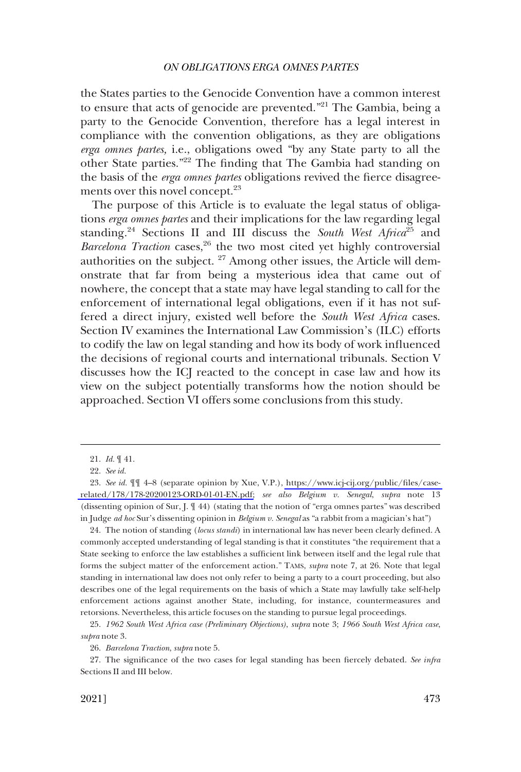the States parties to the Genocide Convention have a common interest to ensure that acts of genocide are prevented."[21] The Gambia, being a party to the Genocide Convention, therefore has a legal interest in compliance with the convention obligations, as they are obligations *erga omnes partes,* i.e., obligations owed "by any State party to all the other State parties."[22] The finding that The Gambia had standing on the basis of the *erga omnes partes* obligations revived the fierce disagreements over this novel concept.[23]

The purpose of this Article is to evaluate the legal status of obligations *erga omnes partes* and their implications for the law regarding legal standing.[24] Sections II and III discuss the *South West Africa*[25] and *Barcelona Traction* cases,[26] the two most cited yet highly controversial authorities on the subject. [27] Among other issues, the Article will demonstrate that far from being a mysterious idea that came out of nowhere, the concept that a state may have legal standing to call for the enforcement of international legal obligations, even if it has not suffered a direct injury, existed well before the *South West Africa* cases. Section IV examines the International Law Commission's (ILC) efforts to codify the law on legal standing and how its body of work influenced the decisions of regional courts and international tribunals. Section V discusses how the ICJ reacted to the concept in case law and how its view on the subject potentially transforms how the notion should be approached. Section VI offers some conclusions from this study.

---

21. *Id.* ¶ 41.

22. *See id.*

23. *See id.* ¶¶ 4–8 (separate opinion by Xue, V.P.), https://www.icj-cij.org/public/files/case-related/178/178-20200123-ORD-01-01-EN.pdf; *see also Belgium v. Senegal*, *supra* note 13 (dissenting opinion of Sur, J. ¶ 44) (stating that the notion of "erga omnes partes" was described in Judge *ad hoc* Sur's dissenting opinion in *Belgium v. Senegal* as "a rabbit from a magician's hat")

24. The notion of standing (*locus standi*) in international law has never been clearly defined. A commonly accepted understanding of legal standing is that it constitutes "the requirement that a State seeking to enforce the law establishes a sufficient link between itself and the legal rule that forms the subject matter of the enforcement action." TAMS, *supra* note 7, at 26. Note that legal standing in international law does not only refer to being a party to a court proceeding, but also describes one of the legal requirements on the basis of which a State may lawfully take self-help enforcement actions against another State, including, for instance, countermeasures and retorsions. Nevertheless, this article focuses on the standing to pursue legal proceedings.

25. *1962 South West Africa case (Preliminary Objections)*, *supra* note 3; *1966 South West Africa case*, *supra* note 3.

26. *Barcelona Traction*, *supra* note 5.

27. The significance of the two cases for legal standing has been fiercely debated. *See infra* Sections II and III below.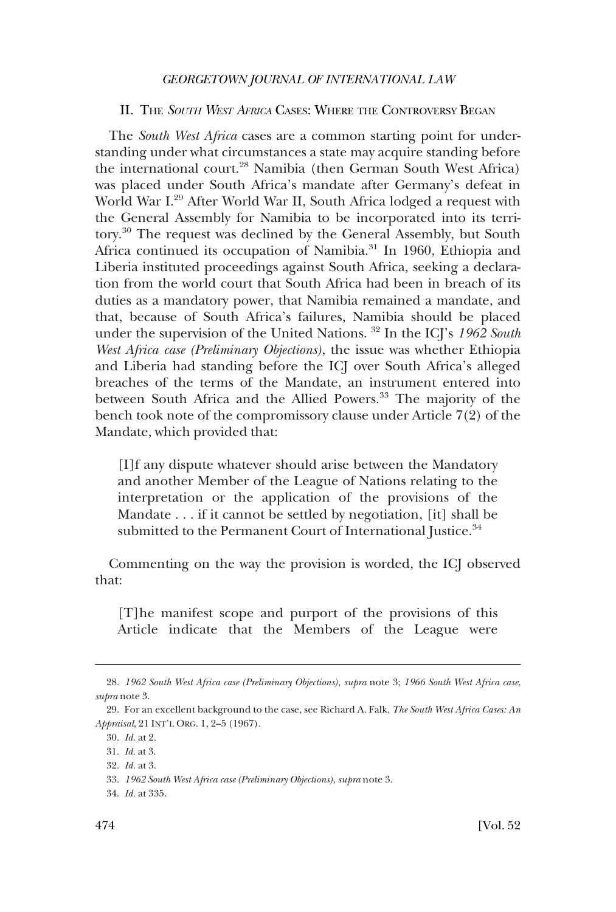## II. THE *SOUTH WEST AFRICA* CASES: WHERE THE CONTROVERSY BEGAN

The *South West Africa* cases are a common starting point for understanding under what circumstances a state may acquire standing before the international court.[28] Namibia (then German South West Africa) was placed under South Africa's mandate after Germany's defeat in World War I.[29] After World War II, South Africa lodged a request with the General Assembly for Namibia to be incorporated into its territory.[30] The request was declined by the General Assembly, but South Africa continued its occupation of Namibia.[31] In 1960, Ethiopia and Liberia instituted proceedings against South Africa, seeking a declaration from the world court that South Africa had been in breach of its duties as a mandatory power, that Namibia remained a mandate, and that, because of South Africa's failures, Namibia should be placed under the supervision of the United Nations. [32] In the ICJ's *1962 South West Africa case (Preliminary Objections)*, the issue was whether Ethiopia and Liberia had standing before the ICJ over South Africa's alleged breaches of the terms of the Mandate, an instrument entered into between South Africa and the Allied Powers.[33] The majority of the bench took note of the compromissory clause under Article 7(2) of the Mandate, which provided that:

> [I]f any dispute whatever should arise between the Mandatory and another Member of the League of Nations relating to the interpretation or the application of the provisions of the Mandate . . . if it cannot be settled by negotiation, [it] shall be submitted to the Permanent Court of International Justice.[34]

Commenting on the way the provision is worded, the ICJ observed that:

> [T]he manifest scope and purport of the provisions of this Article indicate that the Members of the League were

---

28. *1962 South West Africa case (Preliminary Objections)*, *supra* note 3; *1966 South West Africa case*, *supra* note 3.

29. For an excellent background to the case, see Richard A. Falk, *The South West Africa Cases: An Appraisal*, 21 INT'L ORG. 1, 2–5 (1967).

30. *Id.* at 2.

31. *Id.* at 3.

32. *Id.* at 3.

33. *1962 South West Africa case (Preliminary Objections)*, *supra* note 3.

34. *Id.* at 335.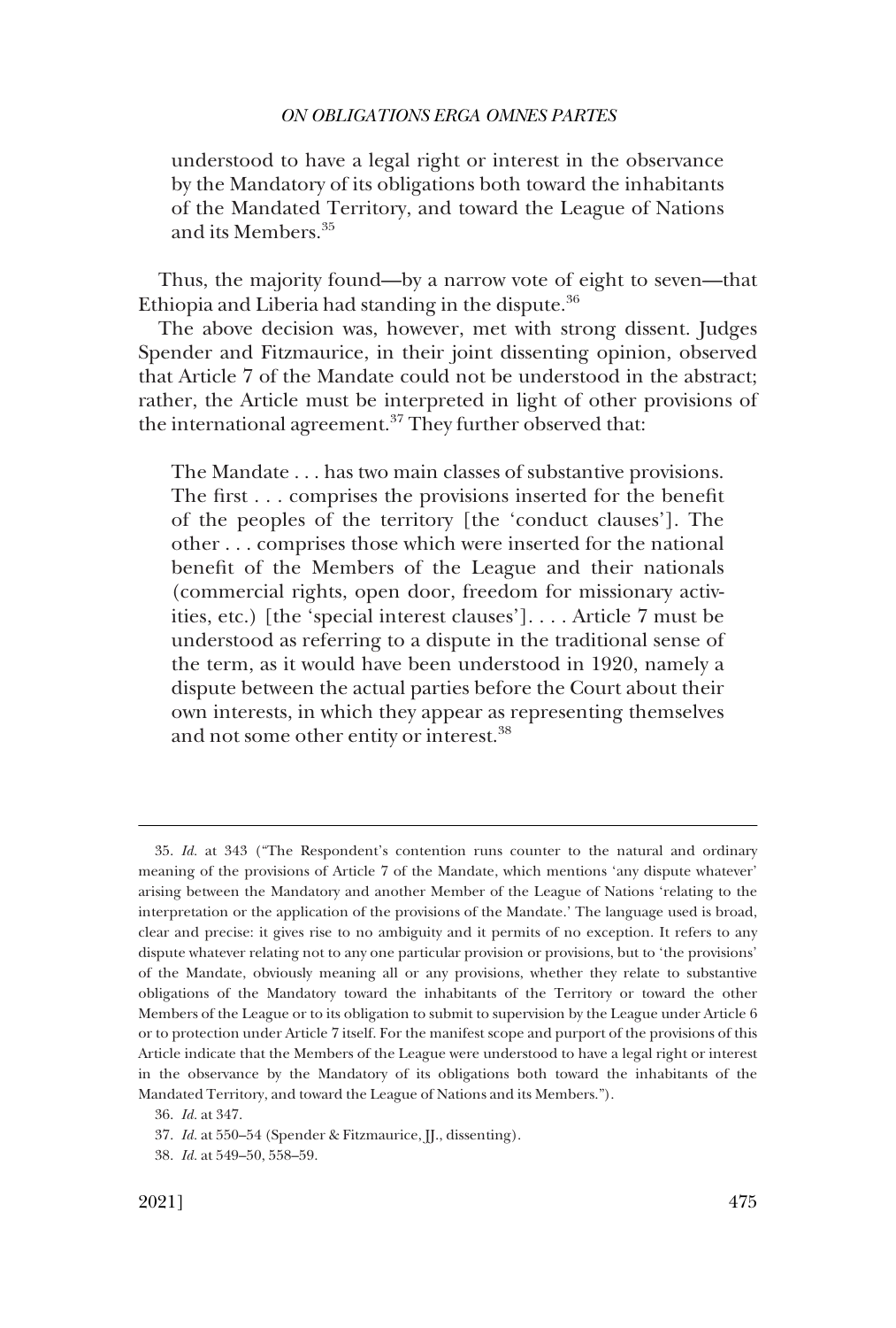understood to have a legal right or interest in the observance by the Mandatory of its obligations both toward the inhabitants of the Mandated Territory, and toward the League of Nations and its Members.[35]

Thus, the majority found—by a narrow vote of eight to seven—that Ethiopia and Liberia had standing in the dispute.[36]

The above decision was, however, met with strong dissent. Judges Spender and Fitzmaurice, in their joint dissenting opinion, observed that Article 7 of the Mandate could not be understood in the abstract; rather, the Article must be interpreted in light of other provisions of the international agreement.[37] They further observed that:

> The Mandate . . . has two main classes of substantive provisions. The first . . . comprises the provisions inserted for the benefit of the peoples of the territory [the 'conduct clauses']. The other . . . comprises those which were inserted for the national benefit of the Members of the League and their nationals (commercial rights, open door, freedom for missionary activities, etc.) [the 'special interest clauses']. . . . Article 7 must be understood as referring to a dispute in the traditional sense of the term, as it would have been understood in 1920, namely a dispute between the actual parties before the Court about their own interests, in which they appear as representing themselves and not some other entity or interest.[38]

---

35. *Id.* at 343 ("The Respondent's contention runs counter to the natural and ordinary meaning of the provisions of Article 7 of the Mandate, which mentions 'any dispute whatever' arising between the Mandatory and another Member of the League of Nations 'relating to the interpretation or the application of the provisions of the Mandate.' The language used is broad, clear and precise: it gives rise to no ambiguity and it permits of no exception. It refers to any dispute whatever relating not to any one particular provision or provisions, but to 'the provisions' of the Mandate, obviously meaning all or any provisions, whether they relate to substantive obligations of the Mandatory toward the inhabitants of the Territory or toward the other Members of the League or to its obligation to submit to supervision by the League under Article 6 or to protection under Article 7 itself. For the manifest scope and purport of the provisions of this Article indicate that the Members of the League were understood to have a legal right or interest in the observance by the Mandatory of its obligations both toward the inhabitants of the Mandated Territory, and toward the League of Nations and its Members.").

36. *Id.* at 347.

37. *Id.* at 550–54 (Spender & Fitzmaurice, JJ., dissenting).

38. *Id.* at 549–50, 558–59.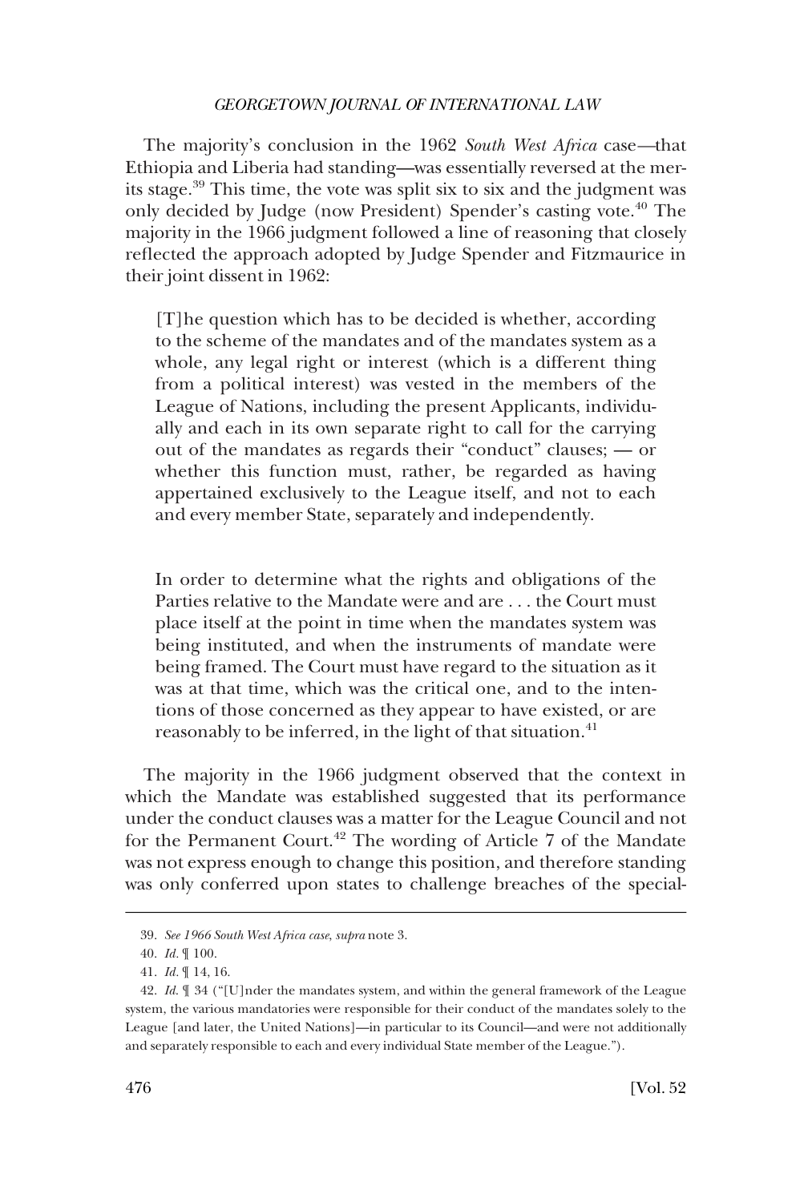The majority's conclusion in the 1962 *South West Africa* case—that Ethiopia and Liberia had standing—was essentially reversed at the merits stage.[39] This time, the vote was split six to six and the judgment was only decided by Judge (now President) Spender's casting vote.[40] The majority in the 1966 judgment followed a line of reasoning that closely reflected the approach adopted by Judge Spender and Fitzmaurice in their joint dissent in 1962:

> [T]he question which has to be decided is whether, according to the scheme of the mandates and of the mandates system as a whole, any legal right or interest (which is a different thing from a political interest) was vested in the members of the League of Nations, including the present Applicants, individually and each in its own separate right to call for the carrying out of the mandates as regards their "conduct" clauses; — or whether this function must, rather, be regarded as having appertained exclusively to the League itself, and not to each and every member State, separately and independently.
>
> In order to determine what the rights and obligations of the Parties relative to the Mandate were and are . . . the Court must place itself at the point in time when the mandates system was being instituted, and when the instruments of mandate were being framed. The Court must have regard to the situation as it was at that time, which was the critical one, and to the intentions of those concerned as they appear to have existed, or are reasonably to be inferred, in the light of that situation.[41]

The majority in the 1966 judgment observed that the context in which the Mandate was established suggested that its performance under the conduct clauses was a matter for the League Council and not for the Permanent Court.[42] The wording of Article 7 of the Mandate was not express enough to change this position, and therefore standing was only conferred upon states to challenge breaches of the special-

---

39. *See 1966 South West Africa case*, *supra* note 3.

40. *Id.* ¶ 100.

41. *Id.* ¶ 14, 16.

42. *Id.* ¶ 34 ("[U]nder the mandates system, and within the general framework of the League system, the various mandatories were responsible for their conduct of the mandates solely to the League [and later, the United Nations]—in particular to its Council—and were not additionally and separately responsible to each and every individual State member of the League.").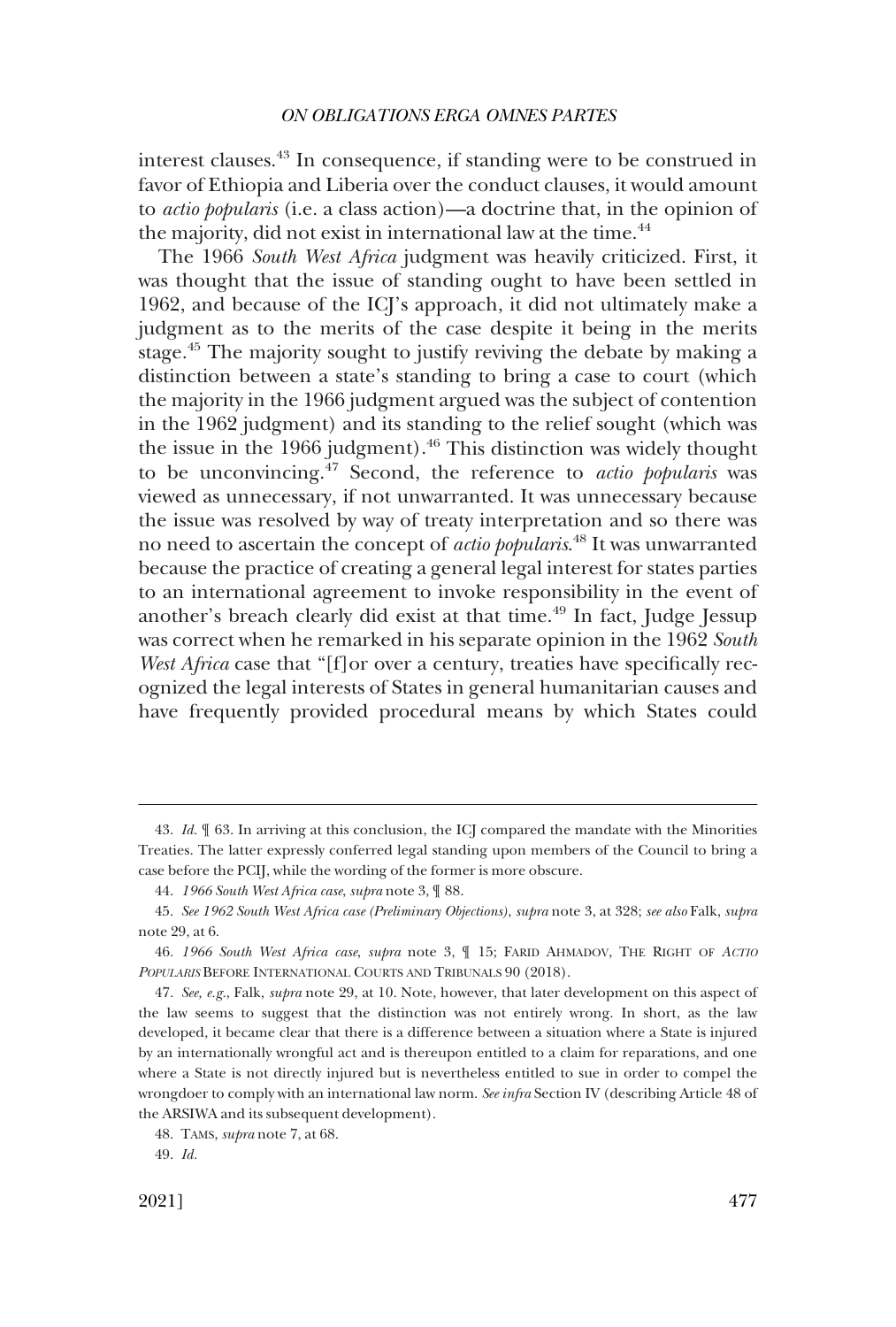interest clauses.[43] In consequence, if standing were to be construed in favor of Ethiopia and Liberia over the conduct clauses, it would amount to *actio popularis* (i.e. a class action)—a doctrine that, in the opinion of the majority, did not exist in international law at the time.[44]

The 1966 *South West Africa* judgment was heavily criticized. First, it was thought that the issue of standing ought to have been settled in 1962, and because of the ICJ's approach, it did not ultimately make a judgment as to the merits of the case despite it being in the merits stage.[45] The majority sought to justify reviving the debate by making a distinction between a state's standing to bring a case to court (which the majority in the 1966 judgment argued was the subject of contention in the 1962 judgment) and its standing to the relief sought (which was the issue in the 1966 judgment).[46] This distinction was widely thought to be unconvincing.[47] Second, the reference to *actio popularis* was viewed as unnecessary, if not unwarranted. It was unnecessary because the issue was resolved by way of treaty interpretation and so there was no need to ascertain the concept of *actio popularis*.[48] It was unwarranted because the practice of creating a general legal interest for states parties to an international agreement to invoke responsibility in the event of another's breach clearly did exist at that time.[49] In fact, Judge Jessup was correct when he remarked in his separate opinion in the 1962 *South West Africa* case that "[f]or over a century, treaties have specifically recognized the legal interests of States in general humanitarian causes and have frequently provided procedural means by which States could

---

43. *Id.* ¶ 63. In arriving at this conclusion, the ICJ compared the mandate with the Minorities Treaties. The latter expressly conferred legal standing upon members of the Council to bring a case before the PCIJ, while the wording of the former is more obscure.

44. *1966 South West Africa case*, *supra* note 3, ¶ 88.

45. *See 1962 South West Africa case (Preliminary Objections)*, *supra* note 3, at 328; *see also* Falk, *supra* note 29, at 6.

46. *1966 South West Africa case*, *supra* note 3, ¶ 15; FARID AHMADOV, THE RIGHT OF *ACTIO POPULARIS* BEFORE INTERNATIONAL COURTS AND TRIBUNALS 90 (2018).

47. *See, e.g.*, Falk, *supra* note 29, at 10. Note, however, that later development on this aspect of the law seems to suggest that the distinction was not entirely wrong. In short, as the law developed, it became clear that there is a difference between a situation where a State is injured by an internationally wrongful act and is thereupon entitled to a claim for reparations, and one where a State is not directly injured but is nevertheless entitled to sue in order to compel the wrongdoer to comply with an international law norm. *See infra* Section IV (describing Article 48 of the ARSIWA and its subsequent development).

48. TAMS, *supra* note 7, at 68.

49. *Id.*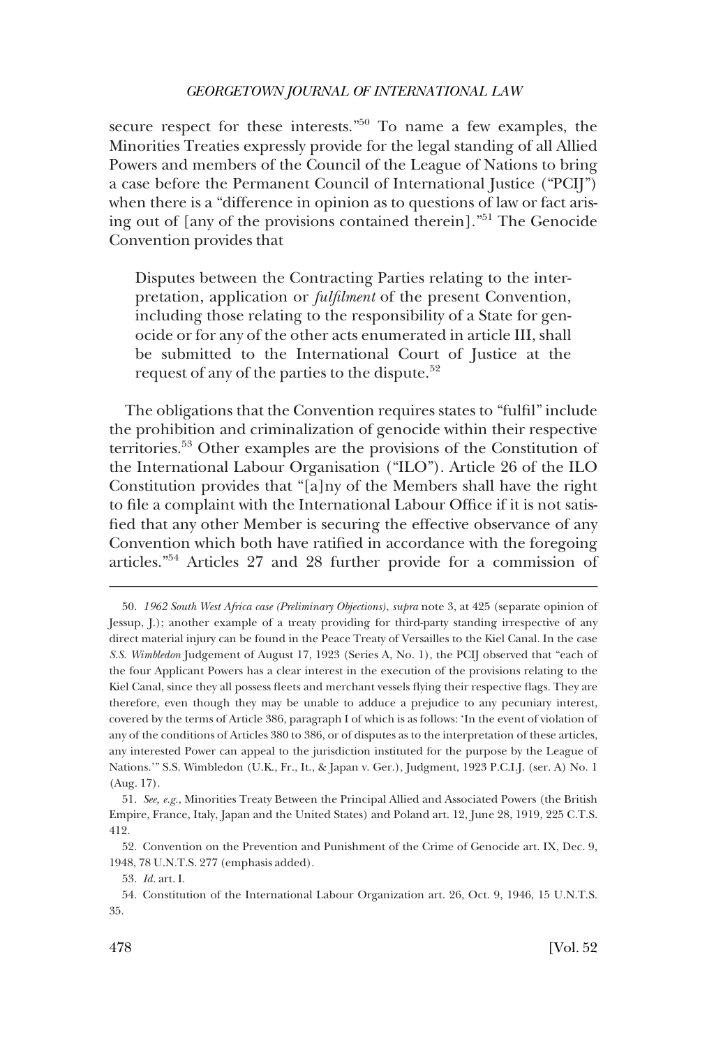secure respect for these interests."[50] To name a few examples, the Minorities Treaties expressly provide for the legal standing of all Allied Powers and members of the Council of the League of Nations to bring a case before the Permanent Council of International Justice ("PCIJ") when there is a "difference in opinion as to questions of law or fact arising out of [any of the provisions contained therein]."[51] The Genocide Convention provides that

> Disputes between the Contracting Parties relating to the interpretation, application or *fulfilment* of the present Convention, including those relating to the responsibility of a State for genocide or for any of the other acts enumerated in article III, shall be submitted to the International Court of Justice at the request of any of the parties to the dispute.[52]

The obligations that the Convention requires states to "fulfil" include the prohibition and criminalization of genocide within their respective territories.[53] Other examples are the provisions of the Constitution of the International Labour Organisation ("ILO"). Article 26 of the ILO Constitution provides that "[a]ny of the Members shall have the right to file a complaint with the International Labour Office if it is not satisfied that any other Member is securing the effective observance of any Convention which both have ratified in accordance with the foregoing articles."[54] Articles 27 and 28 further provide for a commission of

---

50. *1962 South West Africa case (Preliminary Objections)*, *supra* note 3, at 425 (separate opinion of Jessup, J.); another example of a treaty providing for third-party standing irrespective of any direct material injury can be found in the Peace Treaty of Versailles to the Kiel Canal. In the case *S.S. Wimbledon* Judgement of August 17, 1923 (Series A, No. 1), the PCIJ observed that "each of the four Applicant Powers has a clear interest in the execution of the provisions relating to the Kiel Canal, since they all possess fleets and merchant vessels flying their respective flags. They are therefore, even though they may be unable to adduce a prejudice to any pecuniary interest, covered by the terms of Article 386, paragraph I of which is as follows: 'In the event of violation of any of the conditions of Articles 380 to 386, or of disputes as to the interpretation of these articles, any interested Power can appeal to the jurisdiction instituted for the purpose by the League of Nations.'" S.S. Wimbledon (U.K., Fr., It., & Japan v. Ger.), Judgment, 1923 P.C.I.J. (ser. A) No. 1 (Aug. 17).

51. *See, e.g.*, Minorities Treaty Between the Principal Allied and Associated Powers (the British Empire, France, Italy, Japan and the United States) and Poland art. 12, June 28, 1919, 225 C.T.S. 412.

52. Convention on the Prevention and Punishment of the Crime of Genocide art. IX, Dec. 9, 1948, 78 U.N.T.S. 277 (emphasis added).

53. *Id.* art. I.

54. Constitution of the International Labour Organization art. 26, Oct. 9, 1946, 15 U.N.T.S. 35.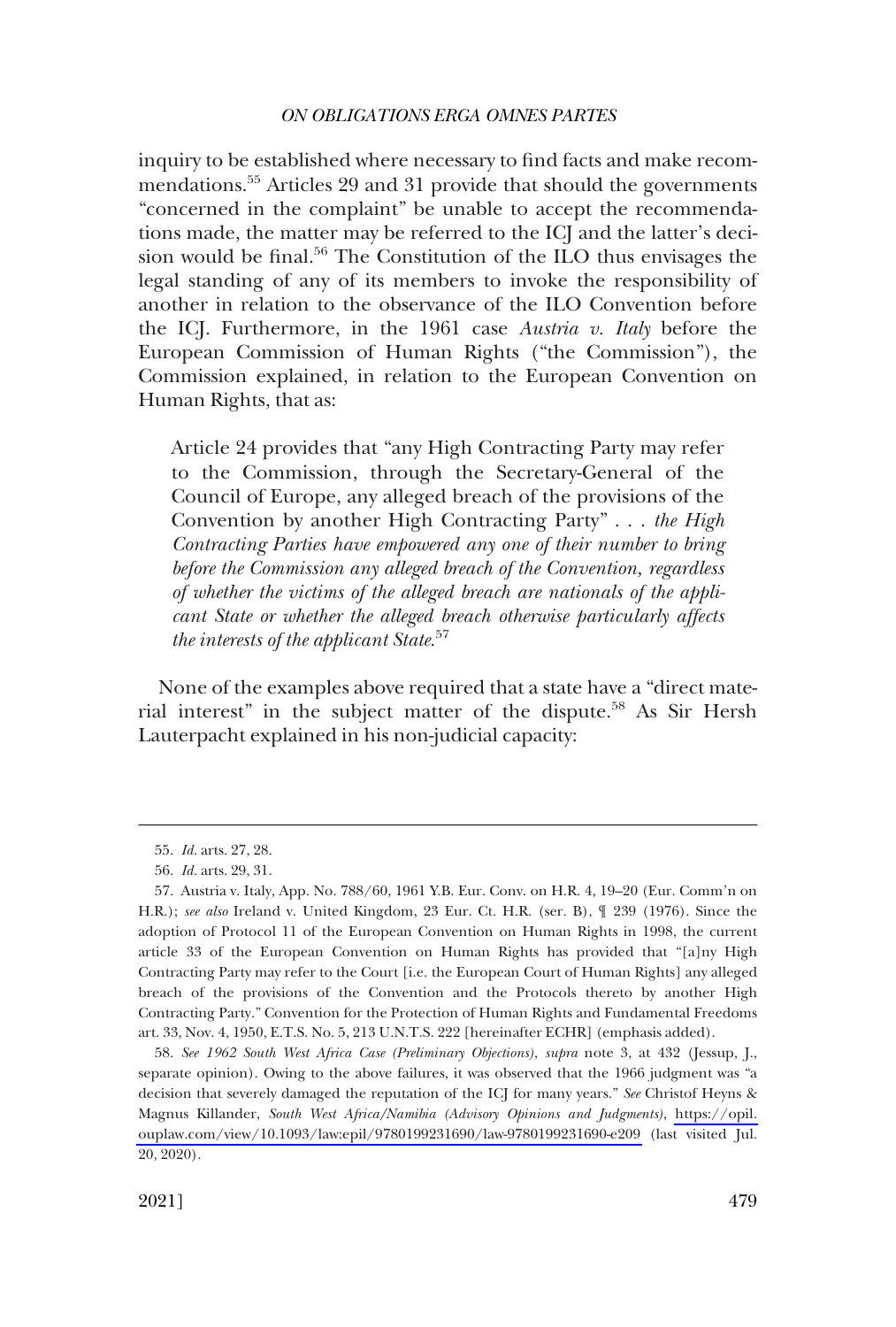inquiry to be established where necessary to find facts and make recommendations.[55] Articles 29 and 31 provide that should the governments "concerned in the complaint" be unable to accept the recommendations made, the matter may be referred to the ICJ and the latter's decision would be final.[56] The Constitution of the ILO thus envisages the legal standing of any of its members to invoke the responsibility of another in relation to the observance of the ILO Convention before the ICJ. Furthermore, in the 1961 case *Austria v. Italy* before the European Commission of Human Rights ("the Commission"), the Commission explained, in relation to the European Convention on Human Rights, that as:

> Article 24 provides that "any High Contracting Party may refer to the Commission, through the Secretary-General of the Council of Europe, any alleged breach of the provisions of the Convention by another High Contracting Party" . . . *the High Contracting Parties have empowered any one of their number to bring before the Commission any alleged breach of the Convention, regardless of whether the victims of the alleged breach are nationals of the applicant State or whether the alleged breach otherwise particularly affects the interests of the applicant State*.[57]

None of the examples above required that a state have a "direct material interest" in the subject matter of the dispute.[58] As Sir Hersh Lauterpacht explained in his non-judicial capacity:

---

55. *Id.* arts. 27, 28.

56. *Id.* arts. 29, 31.

57. Austria v. Italy, App. No. 788/60, 1961 Y.B. Eur. Conv. on H.R. 4, 19–20 (Eur. Comm'n on H.R.); *see also* Ireland v. United Kingdom, 23 Eur. Ct. H.R. (ser. B), ¶ 239 (1976). Since the adoption of Protocol 11 of the European Convention on Human Rights in 1998, the current article 33 of the European Convention on Human Rights has provided that "[a]ny High Contracting Party may refer to the Court [i.e. the European Court of Human Rights] any alleged breach of the provisions of the Convention and the Protocols thereto by another High Contracting Party." Convention for the Protection of Human Rights and Fundamental Freedoms art. 33, Nov. 4, 1950, E.T.S. No. 5, 213 U.N.T.S. 222 [hereinafter ECHR] (emphasis added).

58. *See 1962 South West Africa Case (Preliminary Objections)*, *supra* note 3, at 432 (Jessup, J., separate opinion). Owing to the above failures, it was observed that the 1966 judgment was "a decision that severely damaged the reputation of the ICJ for many years." *See* Christof Heyns & Magnus Killander, *South West Africa/Namibia (Advisory Opinions and Judgments)*, https://opil.ouplaw.com/view/10.1093/law:epil/9780199231690/law-9780199231690-e209 (last visited Jul. 20, 2020).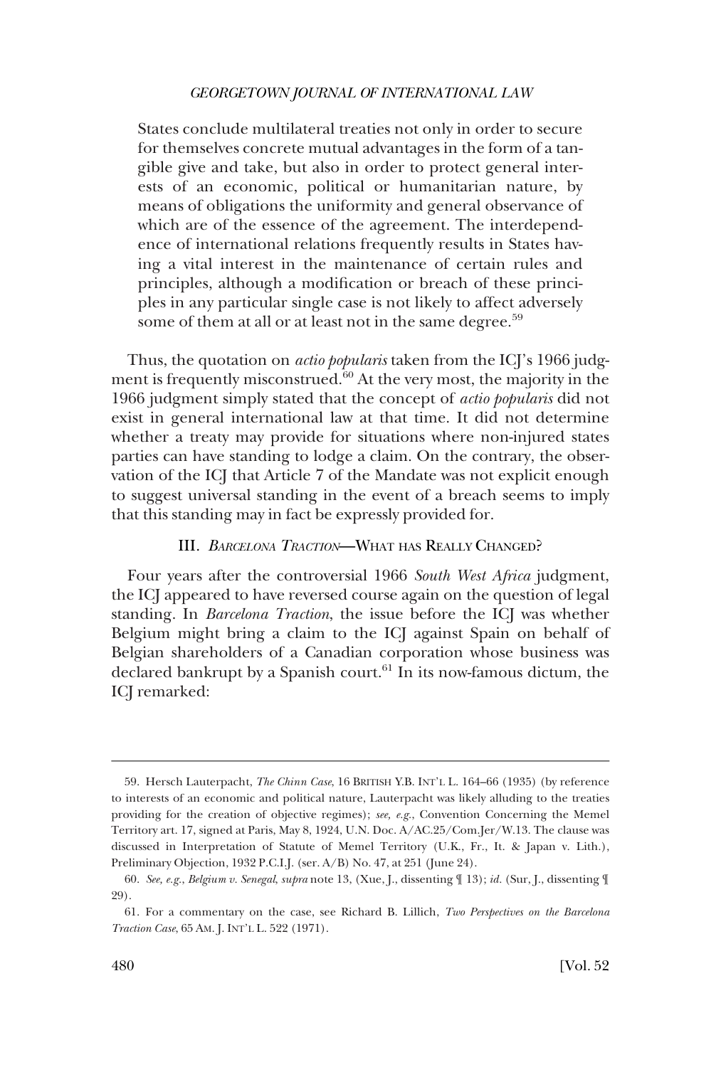> States conclude multilateral treaties not only in order to secure for themselves concrete mutual advantages in the form of a tangible give and take, but also in order to protect general interests of an economic, political or humanitarian nature, by means of obligations the uniformity and general observance of which are of the essence of the agreement. The interdependence of international relations frequently results in States having a vital interest in the maintenance of certain rules and principles, although a modification or breach of these principles in any particular single case is not likely to affect adversely some of them at all or at least not in the same degree.[59]

Thus, the quotation on *actio popularis* taken from the ICJ's 1966 judgment is frequently misconstrued.[60] At the very most, the majority in the 1966 judgment simply stated that the concept of *actio popularis* did not exist in general international law at that time. It did not determine whether a treaty may provide for situations where non-injured states parties can have standing to lodge a claim. On the contrary, the observation of the ICJ that Article 7 of the Mandate was not explicit enough to suggest universal standing in the event of a breach seems to imply that this standing may in fact be expressly provided for.

## III. *Barcelona Traction*—What has Really Changed?

Four years after the controversial 1966 *South West Africa* judgment, the ICJ appeared to have reversed course again on the question of legal standing. In *Barcelona Traction*, the issue before the ICJ was whether Belgium might bring a claim to the ICJ against Spain on behalf of Belgian shareholders of a Canadian corporation whose business was declared bankrupt by a Spanish court.[61] In its now-famous dictum, the ICJ remarked:

---

59. Hersch Lauterpacht, *The Chinn Case*, 16 British Y.B. Int'l L. 164–66 (1935) (by reference to interests of an economic and political nature, Lauterpacht was likely alluding to the treaties providing for the creation of objective regimes); *see, e.g.*, Convention Concerning the Memel Territory art. 17, signed at Paris, May 8, 1924, U.N. Doc. A/AC.25/Com.Jer/W.13. The clause was discussed in Interpretation of Statute of Memel Territory (U.K., Fr., It. & Japan v. Lith.), Preliminary Objection, 1932 P.C.I.J. (ser. A/B) No. 47, at 251 (June 24).

60. *See, e.g.*, *Belgium v. Senegal*, *supra* note 13, (Xue, J., dissenting ¶ 13); *id.* (Sur, J., dissenting ¶ 29).

61. For a commentary on the case, see Richard B. Lillich, *Two Perspectives on the Barcelona Traction Case*, 65 Am. J. Int'l L. 522 (1971).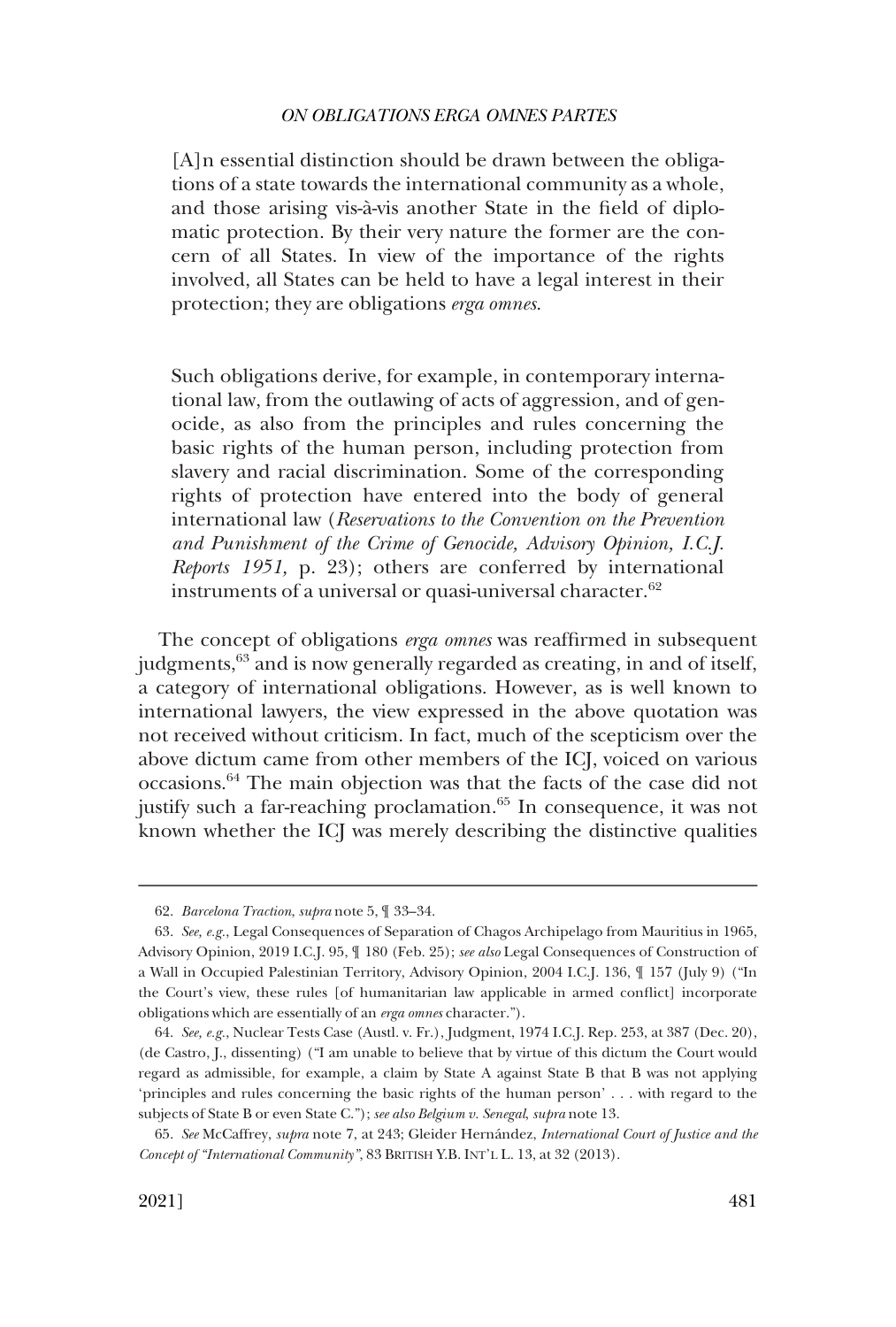> [A]n essential distinction should be drawn between the obligations of a state towards the international community as a whole, and those arising vis-à-vis another State in the field of diplomatic protection. By their very nature the former are the concern of all States. In view of the importance of the rights involved, all States can be held to have a legal interest in their protection; they are obligations *erga omnes*.
>
> Such obligations derive, for example, in contemporary international law, from the outlawing of acts of aggression, and of genocide, as also from the principles and rules concerning the basic rights of the human person, including protection from slavery and racial discrimination. Some of the corresponding rights of protection have entered into the body of general international law (*Reservations to the Convention on the Prevention and Punishment of the Crime of Genocide, Advisory Opinion, I.C.J. Reports 1951,* p. 23); others are conferred by international instruments of a universal or quasi-universal character.[62]

The concept of obligations *erga omnes* was reaffirmed in subsequent judgments,[63] and is now generally regarded as creating, in and of itself, a category of international obligations. However, as is well known to international lawyers, the view expressed in the above quotation was not received without criticism. In fact, much of the scepticism over the above dictum came from other members of the ICJ, voiced on various occasions.[64] The main objection was that the facts of the case did not justify such a far-reaching proclamation.[65] In consequence, it was not known whether the ICJ was merely describing the distinctive qualities

---

62. *Barcelona Traction*, *supra* note 5, ¶ 33–34.

63. *See, e.g.*, Legal Consequences of Separation of Chagos Archipelago from Mauritius in 1965, Advisory Opinion, 2019 I.C.J. 95, ¶ 180 (Feb. 25); *see also* Legal Consequences of Construction of a Wall in Occupied Palestinian Territory, Advisory Opinion, 2004 I.C.J. 136, ¶ 157 (July 9) ("In the Court's view, these rules [of humanitarian law applicable in armed conflict] incorporate obligations which are essentially of an *erga omnes* character.").

64. *See, e.g.*, Nuclear Tests Case (Austl. v. Fr.), Judgment, 1974 I.C.J. Rep. 253, at 387 (Dec. 20), (de Castro, J., dissenting) ("I am unable to believe that by virtue of this dictum the Court would regard as admissible, for example, a claim by State A against State B that B was not applying 'principles and rules concerning the basic rights of the human person' . . . with regard to the subjects of State B or even State C."); *see also Belgium v. Senegal*, *supra* note 13.

65. *See* McCaffrey, *supra* note 7, at 243; Gleider Hernández, *International Court of Justice and the Concept of "International Community"*, 83 BRITISH Y.B. INT'L L. 13, at 32 (2013).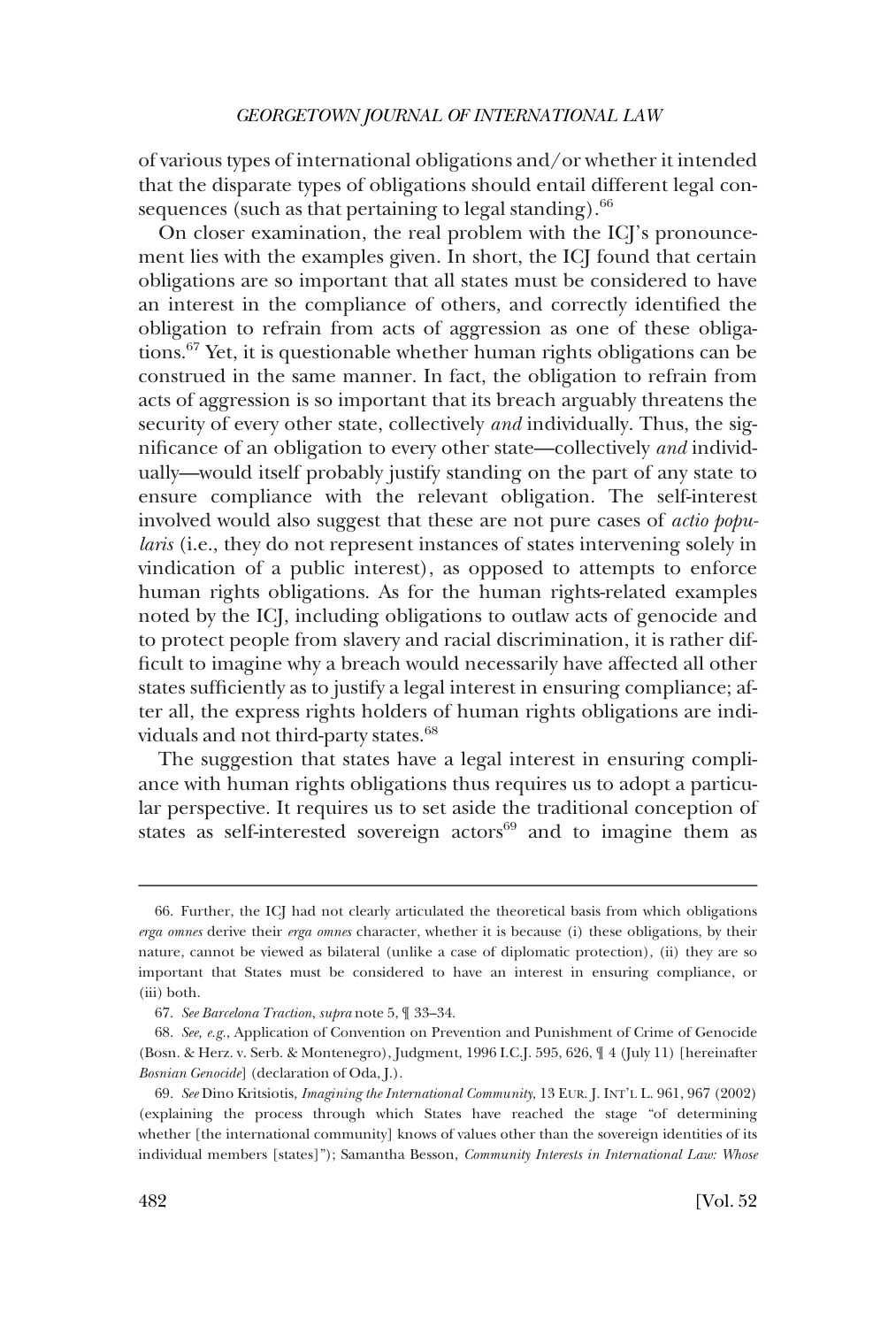of various types of international obligations and/or whether it intended that the disparate types of obligations should entail different legal consequences (such as that pertaining to legal standing).[66]

On closer examination, the real problem with the ICJ's pronouncement lies with the examples given. In short, the ICJ found that certain obligations are so important that all states must be considered to have an interest in the compliance of others, and correctly identified the obligation to refrain from acts of aggression as one of these obligations.[67] Yet, it is questionable whether human rights obligations can be construed in the same manner. In fact, the obligation to refrain from acts of aggression is so important that its breach arguably threatens the security of every other state, collectively *and* individually. Thus, the significance of an obligation to every other state—collectively *and* individually—would itself probably justify standing on the part of any state to ensure compliance with the relevant obligation. The self-interest involved would also suggest that these are not pure cases of *actio popularis* (i.e., they do not represent instances of states intervening solely in vindication of a public interest), as opposed to attempts to enforce human rights obligations. As for the human rights-related examples noted by the ICJ, including obligations to outlaw acts of genocide and to protect people from slavery and racial discrimination, it is rather difficult to imagine why a breach would necessarily have affected all other states sufficiently as to justify a legal interest in ensuring compliance; after all, the express rights holders of human rights obligations are individuals and not third-party states.[68]

The suggestion that states have a legal interest in ensuring compliance with human rights obligations thus requires us to adopt a particular perspective. It requires us to set aside the traditional conception of states as self-interested sovereign actors[69] and to imagine them as

---

66. Further, the ICJ had not clearly articulated the theoretical basis from which obligations *erga omnes* derive their *erga omnes* character, whether it is because (i) these obligations, by their nature, cannot be viewed as bilateral (unlike a case of diplomatic protection), (ii) they are so important that States must be considered to have an interest in ensuring compliance, or (iii) both.

67. *See Barcelona Traction*, *supra* note 5, ¶ 33–34.

68. *See, e.g.*, Application of Convention on Prevention and Punishment of Crime of Genocide (Bosn. & Herz. v. Serb. & Montenegro), Judgment, 1996 I.C.J. 595, 626, ¶ 4 (July 11) [hereinafter *Bosnian Genocide*] (declaration of Oda, J.).

69. *See* Dino Kritsiotis, *Imagining the International Community*, 13 EUR. J. INT'L L. 961, 967 (2002) (explaining the process through which States have reached the stage "of determining whether [the international community] knows of values other than the sovereign identities of its individual members [states]"); Samantha Besson, *Community Interests in International Law: Whose*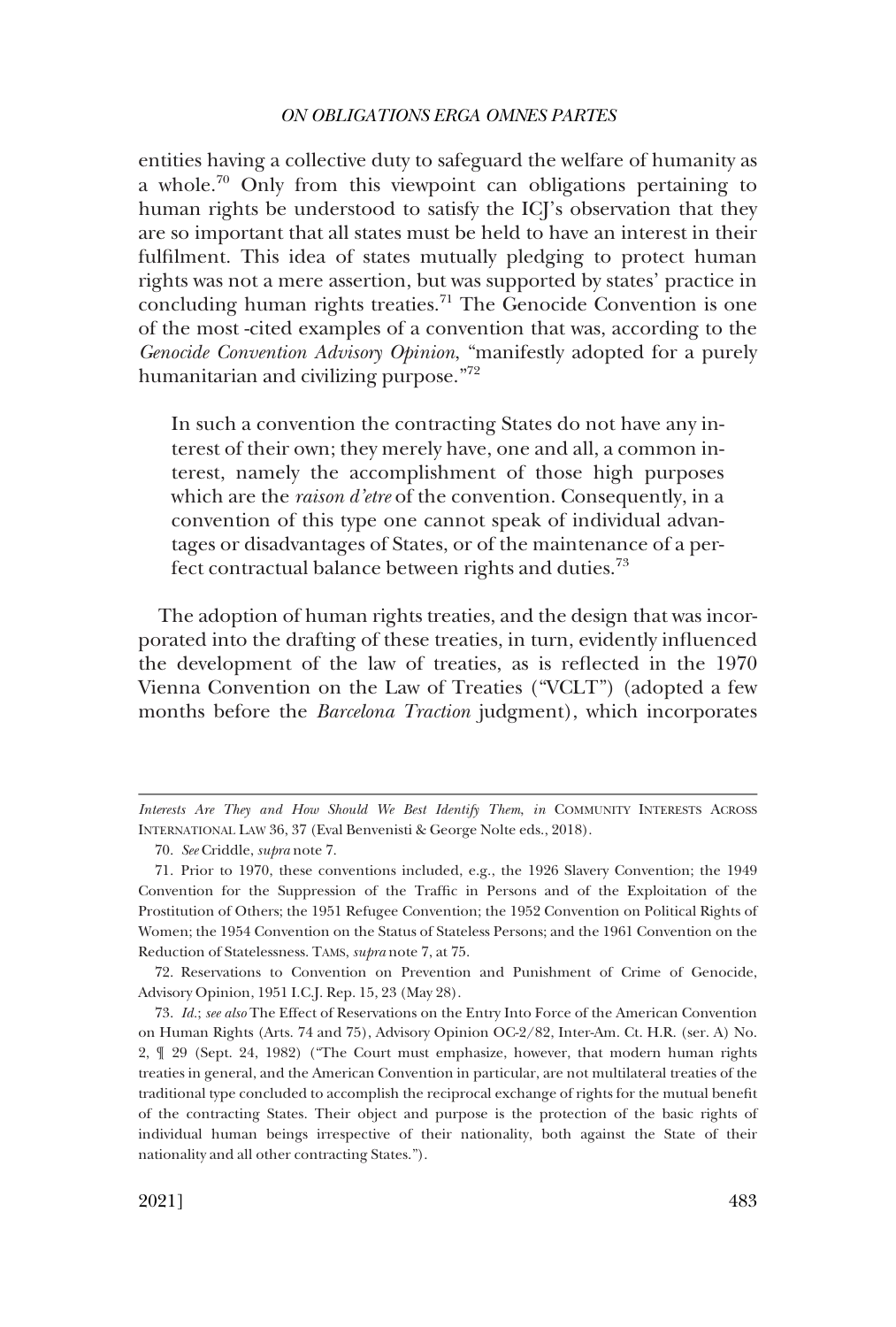entities having a collective duty to safeguard the welfare of humanity as a whole.[70] Only from this viewpoint can obligations pertaining to human rights be understood to satisfy the ICJ's observation that they are so important that all states must be held to have an interest in their fulfilment. This idea of states mutually pledging to protect human rights was not a mere assertion, but was supported by states' practice in concluding human rights treaties.[71] The Genocide Convention is one of the most -cited examples of a convention that was, according to the *Genocide Convention Advisory Opinion*, "manifestly adopted for a purely humanitarian and civilizing purpose."[72]

> In such a convention the contracting States do not have any interest of their own; they merely have, one and all, a common interest, namely the accomplishment of those high purposes which are the *raison d'etre* of the convention. Consequently, in a convention of this type one cannot speak of individual advantages or disadvantages of States, or of the maintenance of a perfect contractual balance between rights and duties.[73]

The adoption of human rights treaties, and the design that was incorporated into the drafting of these treaties, in turn, evidently influenced the development of the law of treaties, as is reflected in the 1970 Vienna Convention on the Law of Treaties ("VCLT") (adopted a few months before the *Barcelona Traction* judgment), which incorporates

---

*Interests Are They and How Should We Best Identify Them*, *in* COMMUNITY INTERESTS ACROSS INTERNATIONAL LAW 36, 37 (Eval Benvenisti & George Nolte eds., 2018).

70. *See* Criddle, *supra* note 7.

71. Prior to 1970, these conventions included, e.g., the 1926 Slavery Convention; the 1949 Convention for the Suppression of the Traffic in Persons and of the Exploitation of the Prostitution of Others; the 1951 Refugee Convention; the 1952 Convention on Political Rights of Women; the 1954 Convention on the Status of Stateless Persons; and the 1961 Convention on the Reduction of Statelessness. TAMS, *supra* note 7, at 75.

72. Reservations to Convention on Prevention and Punishment of Crime of Genocide, Advisory Opinion, 1951 I.C.J. Rep. 15, 23 (May 28).

73. *Id.*; *see also* The Effect of Reservations on the Entry Into Force of the American Convention on Human Rights (Arts. 74 and 75), Advisory Opinion OC-2/82, Inter-Am. Ct. H.R. (ser. A) No. 2, ¶ 29 (Sept. 24, 1982) ("The Court must emphasize, however, that modern human rights treaties in general, and the American Convention in particular, are not multilateral treaties of the traditional type concluded to accomplish the reciprocal exchange of rights for the mutual benefit of the contracting States. Their object and purpose is the protection of the basic rights of individual human beings irrespective of their nationality, both against the State of their nationality and all other contracting States.").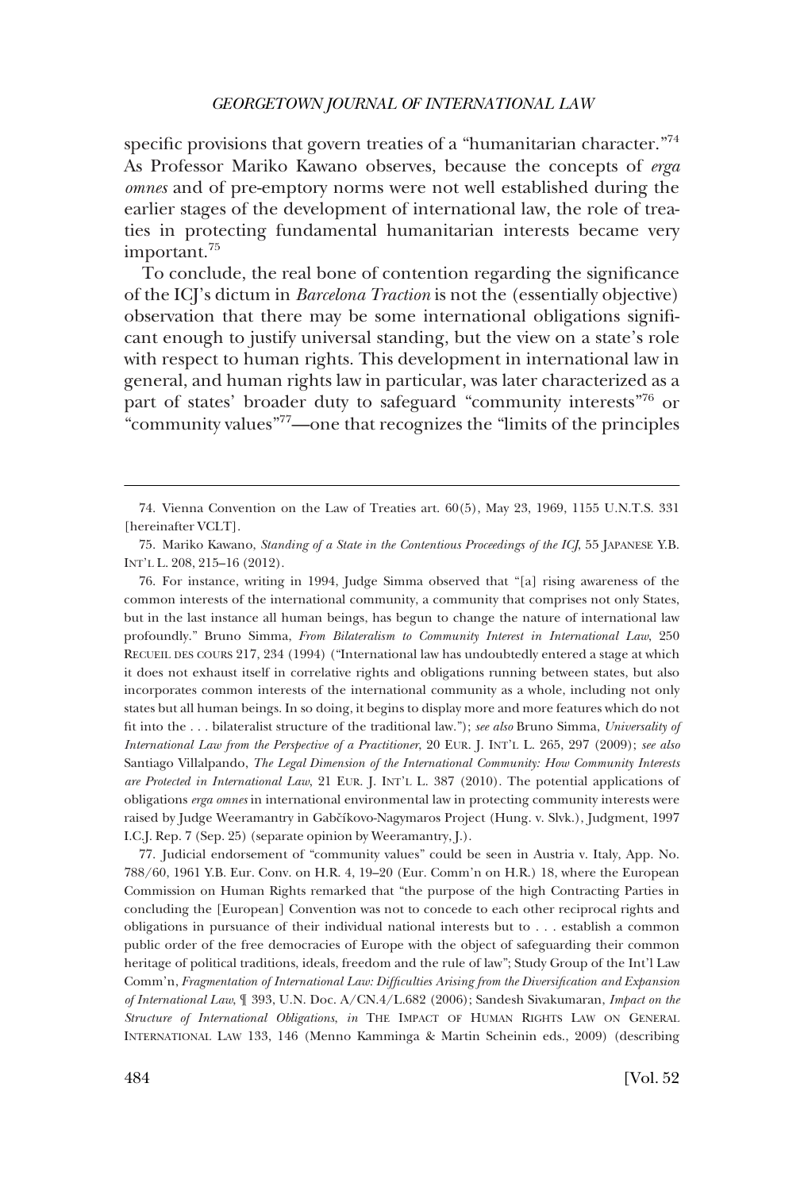specific provisions that govern treaties of a "humanitarian character."[74] As Professor Mariko Kawano observes, because the concepts of *erga omnes* and of pre-emptory norms were not well established during the earlier stages of the development of international law, the role of treaties in protecting fundamental humanitarian interests became very important.[75]

To conclude, the real bone of contention regarding the significance of the ICJ's dictum in *Barcelona Traction* is not the (essentially objective) observation that there may be some international obligations significant enough to justify universal standing, but the view on a state's role with respect to human rights. This development in international law in general, and human rights law in particular, was later characterized as a part of states' broader duty to safeguard "community interests"[76] or "community values"[77]—one that recognizes the "limits of the principles

---

74. Vienna Convention on the Law of Treaties art. 60(5), May 23, 1969, 1155 U.N.T.S. 331 [hereinafter VCLT].

75. Mariko Kawano, *Standing of a State in the Contentious Proceedings of the ICJ*, 55 JAPANESE Y.B. INT'L L. 208, 215–16 (2012).

76. For instance, writing in 1994, Judge Simma observed that "[a] rising awareness of the common interests of the international community, a community that comprises not only States, but in the last instance all human beings, has begun to change the nature of international law profoundly." Bruno Simma, *From Bilateralism to Community Interest in International Law*, 250 RECUEIL DES COURS 217, 234 (1994) ("International law has undoubtedly entered a stage at which it does not exhaust itself in correlative rights and obligations running between states, but also incorporates common interests of the international community as a whole, including not only states but all human beings. In so doing, it begins to display more and more features which do not fit into the . . . bilateralist structure of the traditional law."); *see also* Bruno Simma, *Universality of International Law from the Perspective of a Practitioner*, 20 EUR. J. INT'L L. 265, 297 (2009); *see also* Santiago Villalpando, *The Legal Dimension of the International Community: How Community Interests are Protected in International Law*, 21 EUR. J. INT'L L. 387 (2010). The potential applications of obligations *erga omnes* in international environmental law in protecting community interests were raised by Judge Weeramantry in Gabčíkovo-Nagymaros Project (Hung. v. Slvk.), Judgment, 1997 I.C.J. Rep. 7 (Sep. 25) (separate opinion by Weeramantry, J.).

77. Judicial endorsement of "community values" could be seen in Austria v. Italy, App. No. 788/60, 1961 Y.B. Eur. Conv. on H.R. 4, 19–20 (Eur. Comm'n on H.R.) 18, where the European Commission on Human Rights remarked that "the purpose of the high Contracting Parties in concluding the [European] Convention was not to concede to each other reciprocal rights and obligations in pursuance of their individual national interests but to . . . establish a common public order of the free democracies of Europe with the object of safeguarding their common heritage of political traditions, ideals, freedom and the rule of law"; Study Group of the Int'l Law Comm'n, *Fragmentation of International Law: Difficulties Arising from the Diversification and Expansion of International Law*, ¶ 393, U.N. Doc. A/CN.4/L.682 (2006); Sandesh Sivakumaran, *Impact on the Structure of International Obligations*, *in* THE IMPACT OF HUMAN RIGHTS LAW ON GENERAL INTERNATIONAL LAW 133, 146 (Menno Kamminga & Martin Scheinin eds., 2009) (describing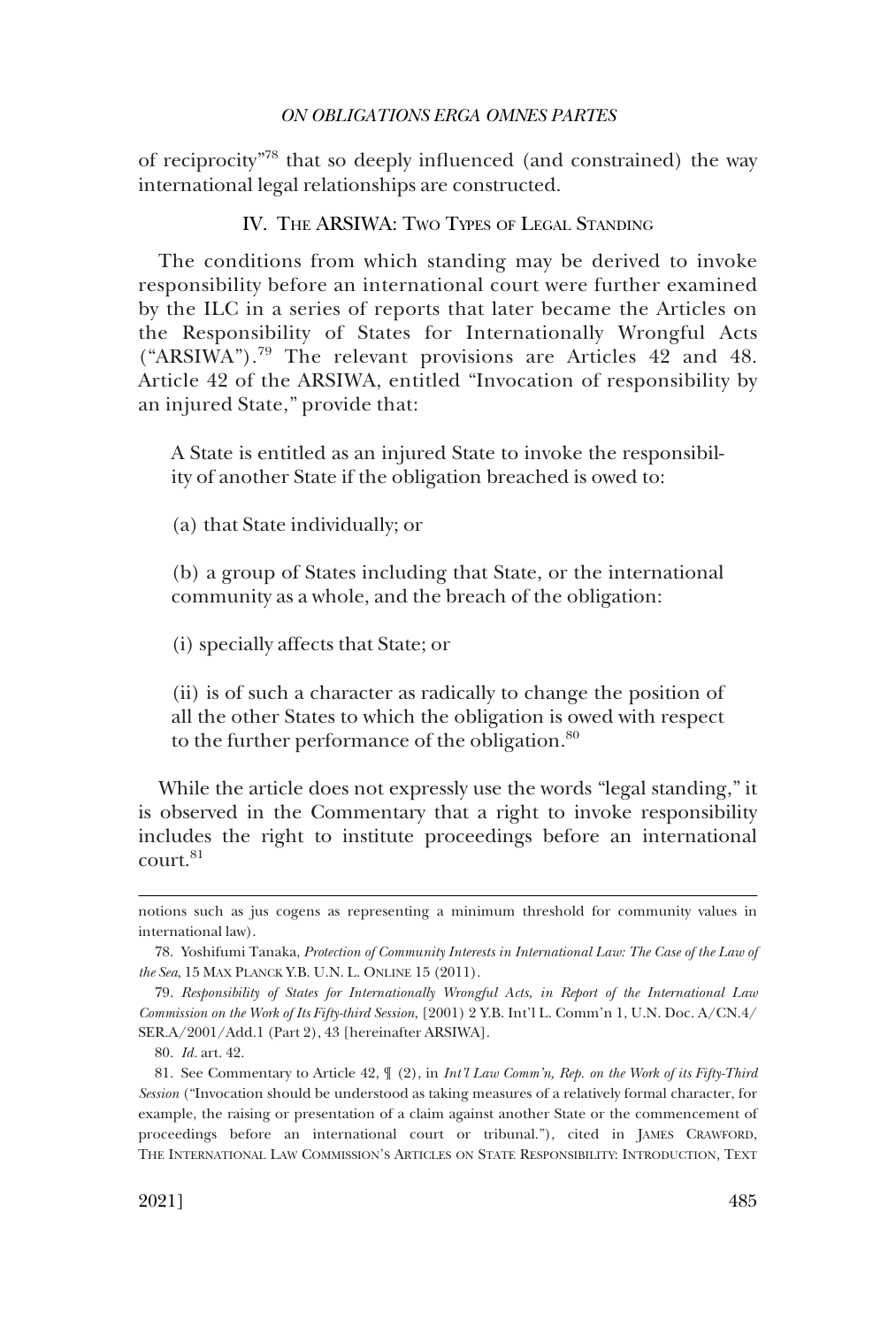of reciprocity"[78] that so deeply influenced (and constrained) the way international legal relationships are constructed.

## IV. The ARSIWA: Two Types of Legal Standing

The conditions from which standing may be derived to invoke responsibility before an international court were further examined by the ILC in a series of reports that later became the Articles on the Responsibility of States for Internationally Wrongful Acts ("ARSIWA").[79] The relevant provisions are Articles 42 and 48. Article 42 of the ARSIWA, entitled "Invocation of responsibility by an injured State," provide that:

> A State is entitled as an injured State to invoke the responsibility of another State if the obligation breached is owed to:
>
> (a) that State individually; or
>
> (b) a group of States including that State, or the international community as a whole, and the breach of the obligation:
>
> (i) specially affects that State; or
>
> (ii) is of such a character as radically to change the position of all the other States to which the obligation is owed with respect to the further performance of the obligation.[80]

While the article does not expressly use the words "legal standing," it is observed in the Commentary that a right to invoke responsibility includes the right to institute proceedings before an international court.[81]

---

notions such as jus cogens as representing a minimum threshold for community values in international law).

78. Yoshifumi Tanaka, *Protection of Community Interests in International Law: The Case of the Law of the Sea*, 15 MAX PLANCK Y.B. U.N. L. ONLINE 15 (2011).

79. *Responsibility of States for Internationally Wrongful Acts*, *in Report of the International Law Commission on the Work of Its Fifty-third Session*, [2001] 2 Y.B. Int'l L. Comm'n 1, U.N. Doc. A/CN.4/SER.A/2001/Add.1 (Part 2), 43 [hereinafter ARSIWA].

80. *Id.* art. 42.

81. See Commentary to Article 42, ¶ (2), in *Int'l Law Comm'n, Rep. on the Work of its Fifty-Third Session* ("Invocation should be understood as taking measures of a relatively formal character, for example, the raising or presentation of a claim against another State or the commencement of proceedings before an international court or tribunal."), cited in JAMES CRAWFORD, THE INTERNATIONAL LAW COMMISSION'S ARTICLES ON STATE RESPONSIBILITY: INTRODUCTION, TEXT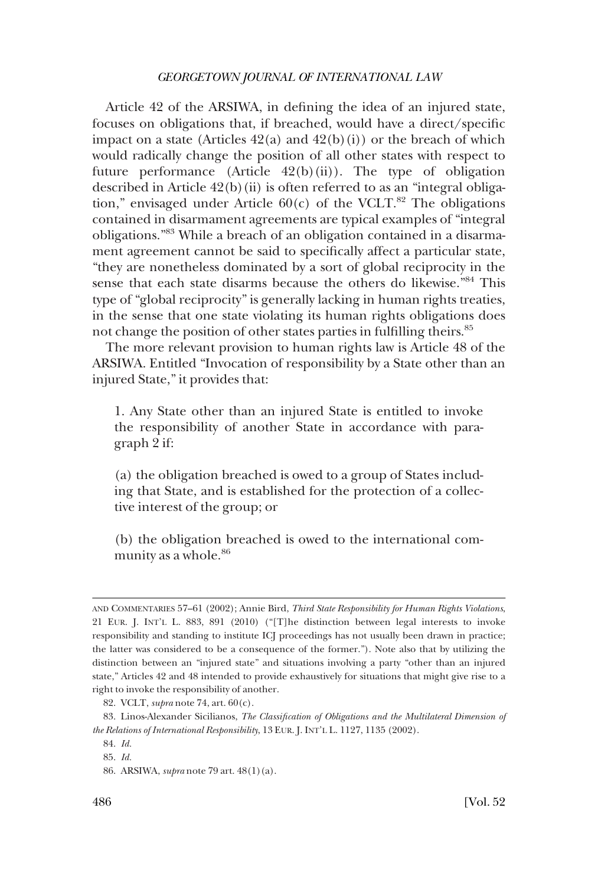Article 42 of the ARSIWA, in defining the idea of an injured state, focuses on obligations that, if breached, would have a direct/specific impact on a state (Articles 42(a) and 42(b)(i)) or the breach of which would radically change the position of all other states with respect to future performance (Article 42(b)(ii)). The type of obligation described in Article 42(b)(ii) is often referred to as an "integral obligation," envisaged under Article 60(c) of the VCLT.[82] The obligations contained in disarmament agreements are typical examples of "integral obligations."[83] While a breach of an obligation contained in a disarmament agreement cannot be said to specifically affect a particular state, "they are nonetheless dominated by a sort of global reciprocity in the sense that each state disarms because the others do likewise."[84] This type of "global reciprocity" is generally lacking in human rights treaties, in the sense that one state violating its human rights obligations does not change the position of other states parties in fulfilling theirs.[85]

The more relevant provision to human rights law is Article 48 of the ARSIWA. Entitled "Invocation of responsibility by a State other than an injured State," it provides that:

> 1. Any State other than an injured State is entitled to invoke the responsibility of another State in accordance with paragraph 2 if:
>
> (a) the obligation breached is owed to a group of States including that State, and is established for the protection of a collective interest of the group; or
>
> (b) the obligation breached is owed to the international community as a whole.[86]

---

AND COMMENTARIES 57–61 (2002); Annie Bird, *Third State Responsibility for Human Rights Violations*, 21 EUR. J. INT'L L. 883, 891 (2010) ("[T]he distinction between legal interests to invoke responsibility and standing to institute ICJ proceedings has not usually been drawn in practice; the latter was considered to be a consequence of the former."). Note also that by utilizing the distinction between an "injured state" and situations involving a party "other than an injured state," Articles 42 and 48 intended to provide exhaustively for situations that might give rise to a right to invoke the responsibility of another.

82. VCLT, *supra* note 74, art. 60(c).

83. Linos-Alexander Sicilianos, *The Classification of Obligations and the Multilateral Dimension of the Relations of International Responsibility*, 13 EUR. J. INT'L L. 1127, 1135 (2002).

84. *Id.*

85. *Id.*

86. ARSIWA, *supra* note 79 art. 48(1)(a).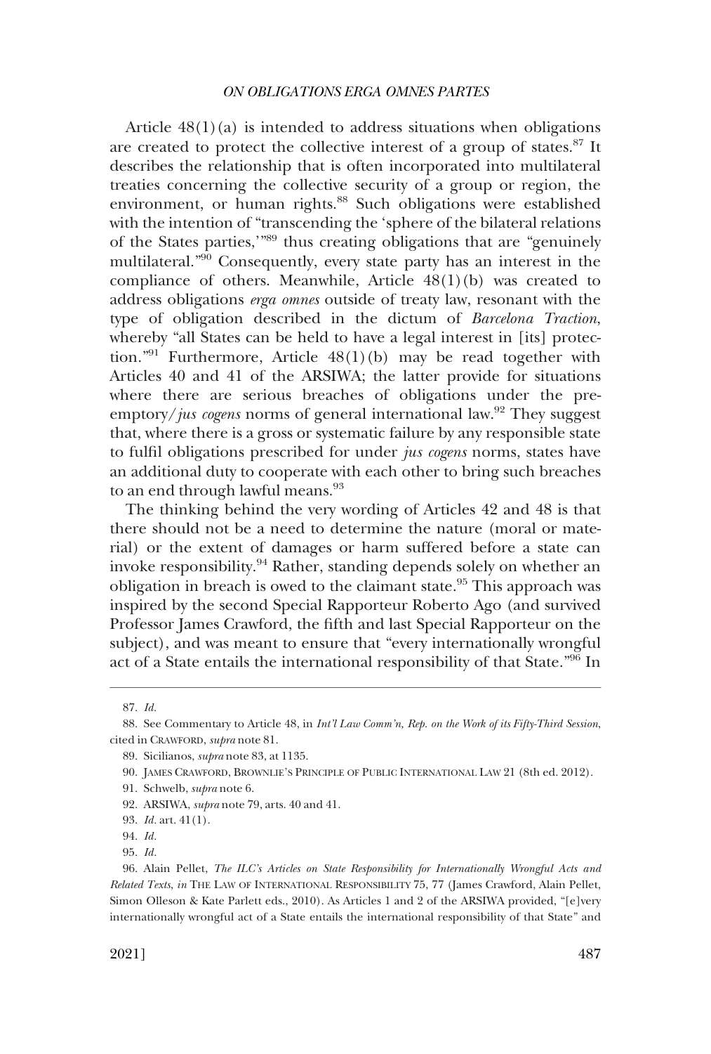Article 48(1)(a) is intended to address situations when obligations are created to protect the collective interest of a group of states.[87] It describes the relationship that is often incorporated into multilateral treaties concerning the collective security of a group or region, the environment, or human rights.[88] Such obligations were established with the intention of "transcending the 'sphere of the bilateral relations of the States parties,'"[89] thus creating obligations that are "genuinely multilateral."[90] Consequently, every state party has an interest in the compliance of others. Meanwhile, Article 48(1)(b) was created to address obligations *erga omnes* outside of treaty law, resonant with the type of obligation described in the dictum of *Barcelona Traction*, whereby "all States can be held to have a legal interest in [its] protection."[91] Furthermore, Article 48(1)(b) may be read together with Articles 40 and 41 of the ARSIWA; the latter provide for situations where there are serious breaches of obligations under the pre-emptory/*jus cogens* norms of general international law.[92] They suggest that, where there is a gross or systematic failure by any responsible state to fulfil obligations prescribed for under *jus cogens* norms, states have an additional duty to cooperate with each other to bring such breaches to an end through lawful means.[93]

The thinking behind the very wording of Articles 42 and 48 is that there should not be a need to determine the nature (moral or material) or the extent of damages or harm suffered before a state can invoke responsibility.[94] Rather, standing depends solely on whether an obligation in breach is owed to the claimant state.[95] This approach was inspired by the second Special Rapporteur Roberto Ago (and survived Professor James Crawford, the fifth and last Special Rapporteur on the subject), and was meant to ensure that "every internationally wrongful act of a State entails the international responsibility of that State."[96] In

---

87. *Id.*

88. See Commentary to Article 48, in *Int'l Law Comm'n, Rep. on the Work of its Fifty-Third Session*, cited in CRAWFORD, *supra* note 81.

89. Sicilianos, *supra* note 83, at 1135.

90. JAMES CRAWFORD, BROWNLIE'S PRINCIPLE OF PUBLIC INTERNATIONAL LAW 21 (8th ed. 2012).

91. Schwelb, *supra* note 6.

92. ARSIWA, *supra* note 79, arts. 40 and 41.

93. *Id.* art. 41(1).

94. *Id.*

95. *Id.*

96. Alain Pellet, *The ILC's Articles on State Responsibility for Internationally Wrongful Acts and Related Texts*, *in* THE LAW OF INTERNATIONAL RESPONSIBILITY 75, 77 (James Crawford, Alain Pellet, Simon Olleson & Kate Parlett eds., 2010). As Articles 1 and 2 of the ARSIWA provided, "[e]very internationally wrongful act of a State entails the international responsibility of that State" and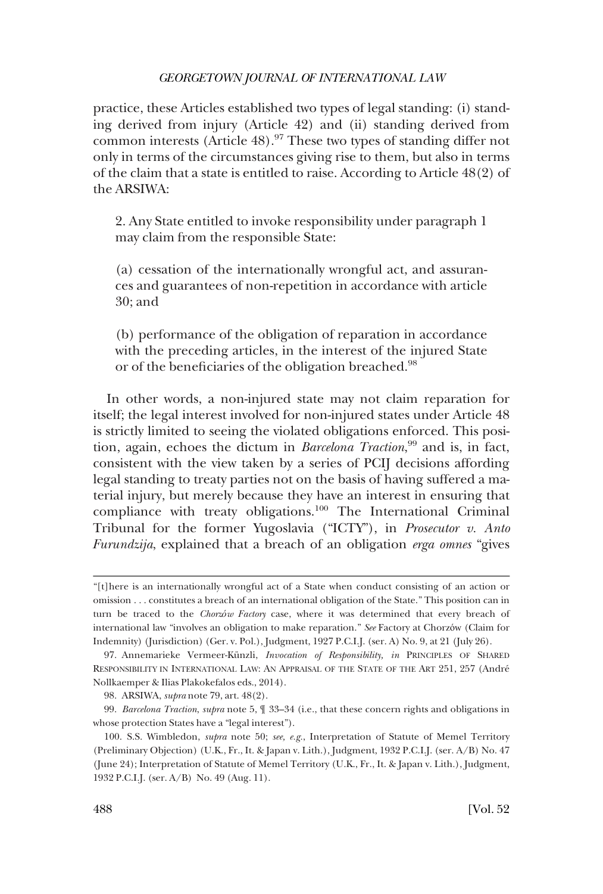practice, these Articles established two types of legal standing: (i) standing derived from injury (Article 42) and (ii) standing derived from common interests (Article 48).[97] These two types of standing differ not only in terms of the circumstances giving rise to them, but also in terms of the claim that a state is entitled to raise. According to Article 48(2) of the ARSIWA:

> 2. Any State entitled to invoke responsibility under paragraph 1 may claim from the responsible State:
>
> (a) cessation of the internationally wrongful act, and assurances and guarantees of non-repetition in accordance with article 30; and
>
> (b) performance of the obligation of reparation in accordance with the preceding articles, in the interest of the injured State or of the beneficiaries of the obligation breached.[98]

In other words, a non-injured state may not claim reparation for itself; the legal interest involved for non-injured states under Article 48 is strictly limited to seeing the violated obligations enforced. This position, again, echoes the dictum in *Barcelona Traction*,[99] and is, in fact, consistent with the view taken by a series of PCIJ decisions affording legal standing to treaty parties not on the basis of having suffered a material injury, but merely because they have an interest in ensuring that compliance with treaty obligations.[100] The International Criminal Tribunal for the former Yugoslavia ("ICTY"), in *Prosecutor v. Anto Furundzija*, explained that a breach of an obligation *erga omnes* "gives

---

"[t]here is an internationally wrongful act of a State when conduct consisting of an action or omission . . . constitutes a breach of an international obligation of the State." This position can in turn be traced to the *Chorzów Factory* case, where it was determined that every breach of international law "involves an obligation to make reparation." *See* Factory at Chorzów (Claim for Indemnity) (Jurisdiction) (Ger. v. Pol.), Judgment, 1927 P.C.I.J. (ser. A) No. 9, at 21 (July 26).

97. Annemarieke Vermeer-Künzli, *Invocation of Responsibility*, *in* PRINCIPLES OF SHARED RESPONSIBILITY IN INTERNATIONAL LAW: AN APPRAISAL OF THE STATE OF THE ART 251, 257 (André Nollkaemper & Ilias Plakokefalos eds., 2014).

98. ARSIWA, *supra* note 79, art. 48(2).

99. *Barcelona Traction*, *supra* note 5, ¶ 33–34 (i.e., that these concern rights and obligations in whose protection States have a "legal interest").

100. S.S. Wimbledon, *supra* note 50; *see, e.g.*, Interpretation of Statute of Memel Territory (Preliminary Objection) (U.K., Fr., It. & Japan v. Lith.), Judgment, 1932 P.C.I.J. (ser. A/B) No. 47 (June 24); Interpretation of Statute of Memel Territory (U.K., Fr., It. & Japan v. Lith.), Judgment, 1932 P.C.I.J. (ser. A/B) No. 49 (Aug. 11).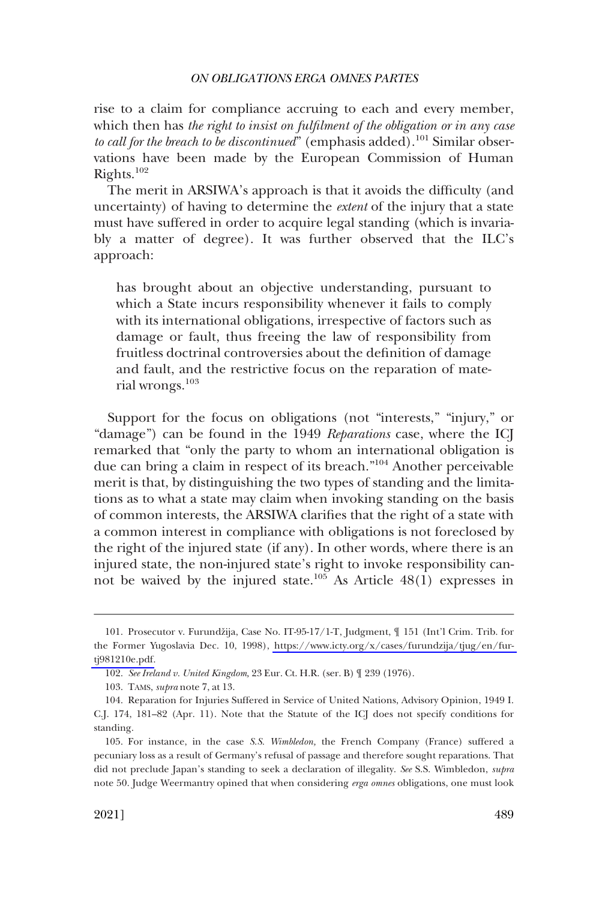rise to a claim for compliance accruing to each and every member, which then has *the right to insist on fulfilment of the obligation or in any case to call for the breach to be discontinued*" (emphasis added).[101] Similar observations have been made by the European Commission of Human Rights.[102]

The merit in ARSIWA's approach is that it avoids the difficulty (and uncertainty) of having to determine the *extent* of the injury that a state must have suffered in order to acquire legal standing (which is invariably a matter of degree). It was further observed that the ILC's approach:

> has brought about an objective understanding, pursuant to which a State incurs responsibility whenever it fails to comply with its international obligations, irrespective of factors such as damage or fault, thus freeing the law of responsibility from fruitless doctrinal controversies about the definition of damage and fault, and the restrictive focus on the reparation of material wrongs.[103]

Support for the focus on obligations (not "interests," "injury," or "damage") can be found in the 1949 *Reparations* case, where the ICJ remarked that "only the party to whom an international obligation is due can bring a claim in respect of its breach."[104] Another perceivable merit is that, by distinguishing the two types of standing and the limitations as to what a state may claim when invoking standing on the basis of common interests, the ARSIWA clarifies that the right of a state with a common interest in compliance with obligations is not foreclosed by the right of the injured state (if any). In other words, where there is an injured state, the non-injured state's right to invoke responsibility cannot be waived by the injured state.[105] As Article 48(1) expresses in

---

101. Prosecutor v. Furundžija, Case No. IT-95-17/1-T, Judgment, ¶ 151 (Int'l Crim. Trib. for the Former Yugoslavia Dec. 10, 1998), https://www.icty.org/x/cases/furundzija/tjug/en/fur-tj981210e.pdf.

102. *See Ireland v. United Kingdom*, 23 Eur. Ct. H.R. (ser. B) ¶ 239 (1976).

103. TAMS, *supra* note 7, at 13.

104. Reparation for Injuries Suffered in Service of United Nations, Advisory Opinion, 1949 I.C.J. 174, 181–82 (Apr. 11). Note that the Statute of the ICJ does not specify conditions for standing.

105. For instance, in the case *S.S. Wimbledon,* the French Company (France) suffered a pecuniary loss as a result of Germany's refusal of passage and therefore sought reparations. That did not preclude Japan's standing to seek a declaration of illegality. *See* S.S. Wimbledon, *supra* note 50. Judge Weermantry opined that when considering *erga omnes* obligations, one must look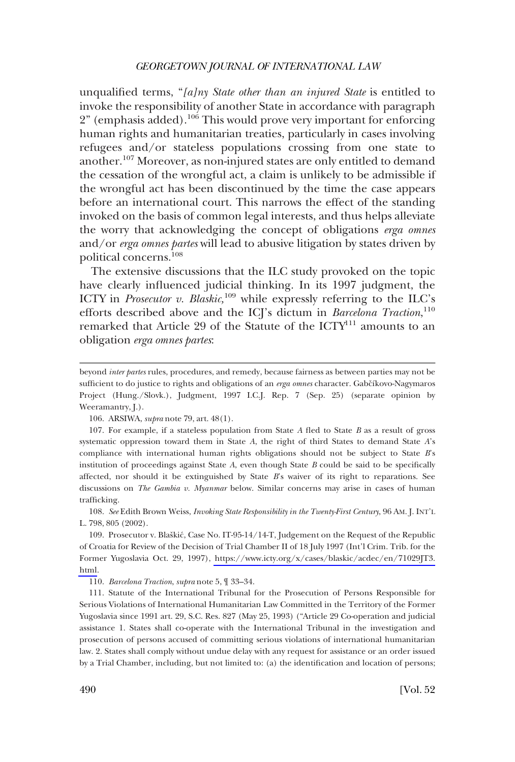unqualified terms, "*[a]ny State other than an injured State* is entitled to invoke the responsibility of another State in accordance with paragraph 2" (emphasis added).[106] This would prove very important for enforcing human rights and humanitarian treaties, particularly in cases involving refugees and/or stateless populations crossing from one state to another.[107] Moreover, as non-injured states are only entitled to demand the cessation of the wrongful act, a claim is unlikely to be admissible if the wrongful act has been discontinued by the time the case appears before an international court. This narrows the effect of the standing invoked on the basis of common legal interests, and thus helps alleviate the worry that acknowledging the concept of obligations *erga omnes* and/or *erga omnes partes* will lead to abusive litigation by states driven by political concerns.[108]

The extensive discussions that the ILC study provoked on the topic have clearly influenced judicial thinking. In its 1997 judgment, the ICTY in *Prosecutor v. Blaskic,*[109] while expressly referring to the ILC's efforts described above and the ICJ's dictum in *Barcelona Traction*,[110] remarked that Article 29 of the Statute of the ICTY[111] amounts to an obligation *erga omnes partes*:

---

beyond *inter partes* rules, procedures, and remedy, because fairness as between parties may not be sufficient to do justice to rights and obligations of an *erga omnes* character. Gabčíkovo-Nagymaros Project (Hung./Slovk.), Judgment, 1997 I.C.J. Rep. 7 (Sep. 25) (separate opinion by Weeramantry, J.).

106. ARSIWA, *supra* note 79, art. 48(1).

107. For example, if a stateless population from State *A* fled to State *B* as a result of gross systematic oppression toward them in State *A*, the right of third States to demand State *A*'s compliance with international human rights obligations should not be subject to State *B*'s institution of proceedings against State *A*, even though State *B* could be said to be specifically affected, nor should it be extinguished by State *B*'s waiver of its right to reparations. See discussions on *The Gambia v. Myanmar* below. Similar concerns may arise in cases of human trafficking.

108. *See* Edith Brown Weiss, *Invoking State Responsibility in the Twenty-First Century*, 96 AM. J. INT'L L. 798, 805 (2002).

109. Prosecutor v. Blaškić, Case No. IT-95-14/14-T, Judgement on the Request of the Republic of Croatia for Review of the Decision of Trial Chamber II of 18 July 1997 (Int'l Crim. Trib. for the Former Yugoslavia Oct. 29, 1997), https://www.icty.org/x/cases/blaskic/acdec/en/71029JT3.html.

110. *Barcelona Traction*, *supra* note 5, ¶ 33–34.

111. Statute of the International Tribunal for the Prosecution of Persons Responsible for Serious Violations of International Humanitarian Law Committed in the Territory of the Former Yugoslavia since 1991 art. 29, S.C. Res. 827 (May 25, 1993) ("Article 29 Co-operation and judicial assistance 1. States shall co-operate with the International Tribunal in the investigation and prosecution of persons accused of committing serious violations of international humanitarian law. 2. States shall comply without undue delay with any request for assistance or an order issued by a Trial Chamber, including, but not limited to: (a) the identification and location of persons;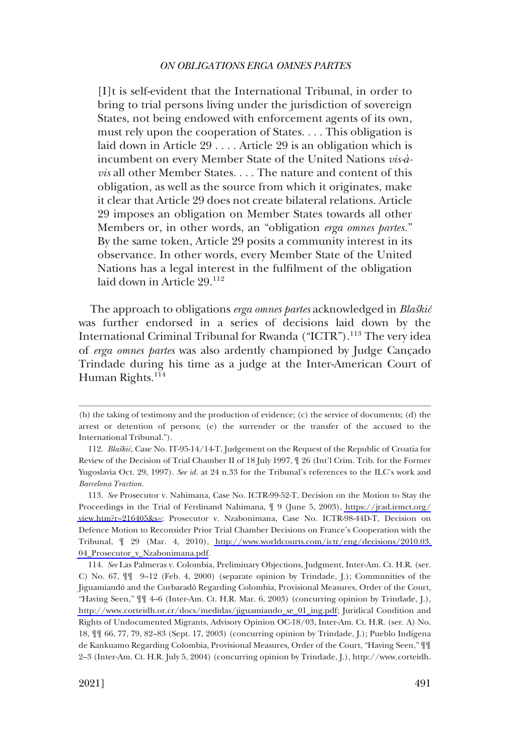> [I]t is self-evident that the International Tribunal, in order to bring to trial persons living under the jurisdiction of sovereign States, not being endowed with enforcement agents of its own, must rely upon the cooperation of States. . . . This obligation is laid down in Article 29 . . . . Article 29 is an obligation which is incumbent on every Member State of the United Nations *vis-à-vis* all other Member States. . . . The nature and content of this obligation, as well as the source from which it originates, make it clear that Article 29 does not create bilateral relations. Article 29 imposes an obligation on Member States towards all other Members or, in other words, an "obligation *erga omnes partes.*" By the same token, Article 29 posits a community interest in its observance. In other words, every Member State of the United Nations has a legal interest in the fulfilment of the obligation laid down in Article 29.[112]

The approach to obligations *erga omnes partes* acknowledged in *Blaškić* was further endorsed in a series of decisions laid down by the International Criminal Tribunal for Rwanda ("ICTR").[113] The very idea of *erga omnes partes* was also ardently championed by Judge Cançado Trindade during his time as a judge at the Inter-American Court of Human Rights.[114]

---

(b) the taking of testimony and the production of evidence; (c) the service of documents; (d) the arrest or detention of persons; (e) the surrender or the transfer of the accused to the International Tribunal.").

112. *Blaškić*, Case No. IT-95-14/14-T, Judgement on the Request of the Republic of Croatia for Review of the Decision of Trial Chamber II of 18 July 1997, ¶ 26 (Int'l Crim. Trib. for the Former Yugoslavia Oct. 29, 1997). *See id.* at 24 n.33 for the Tribunal's references to the ILC's work and *Barcelona Traction*.

113. *See* Prosecutor v. Nahimana, Case No. ICTR-99-52-T, Decision on the Motion to Stay the Proceedings in the Trial of Ferdinand Nahimana, ¶ 9 (June 5, 2003), https://jrad.irmct.org/view.htm?r=216405&s=; Prosecutor v. Nzabonimana, Case No. ICTR-98-44D-T, Decision on Defence Motion to Reconsider Prior Trial Chamber Decisions on France's Cooperation with the Tribunal, ¶ 29 (Mar. 4, 2010), http://www.worldcourts.com/ictr/eng/decisions/2010.03.04_Prosecutor_v_Nzabonimana.pdf.

114. *See* Las Palmeras v. Colombia, Preliminary Objections, Judgment, Inter-Am. Ct. H.R. (ser. C) No. 67, ¶¶ 9–12 (Feb. 4, 2000) (separate opinion by Trindade, J.); Communities of the Jiguamiandó and the Curbaradó Regarding Colombia, Provisional Measures, Order of the Court, "Having Seen," ¶¶ 4–6 (Inter-Am. Ct. H.R. Mar. 6, 2003) (concurring opinion by Trindade, J.), http://www.corteidh.or.cr/docs/medidas/jiguamiando_se_01_ing.pdf; Juridical Condition and Rights of Undocumented Migrants, Advisory Opinion OC-18/03, Inter-Am. Ct. H.R. (ser. A) No. 18, ¶¶ 66, 77, 79, 82–83 (Sept. 17, 2003) (concurring opinion by Trindade, J.); Pueblo Indígena de Kankuamo Regarding Colombia, Provisional Measures, Order of the Court, "Having Seen," ¶¶ 2–3 (Inter-Am. Ct. H.R. July 5, 2004) (concurring opinion by Trindade, J.), http://www.corteidh.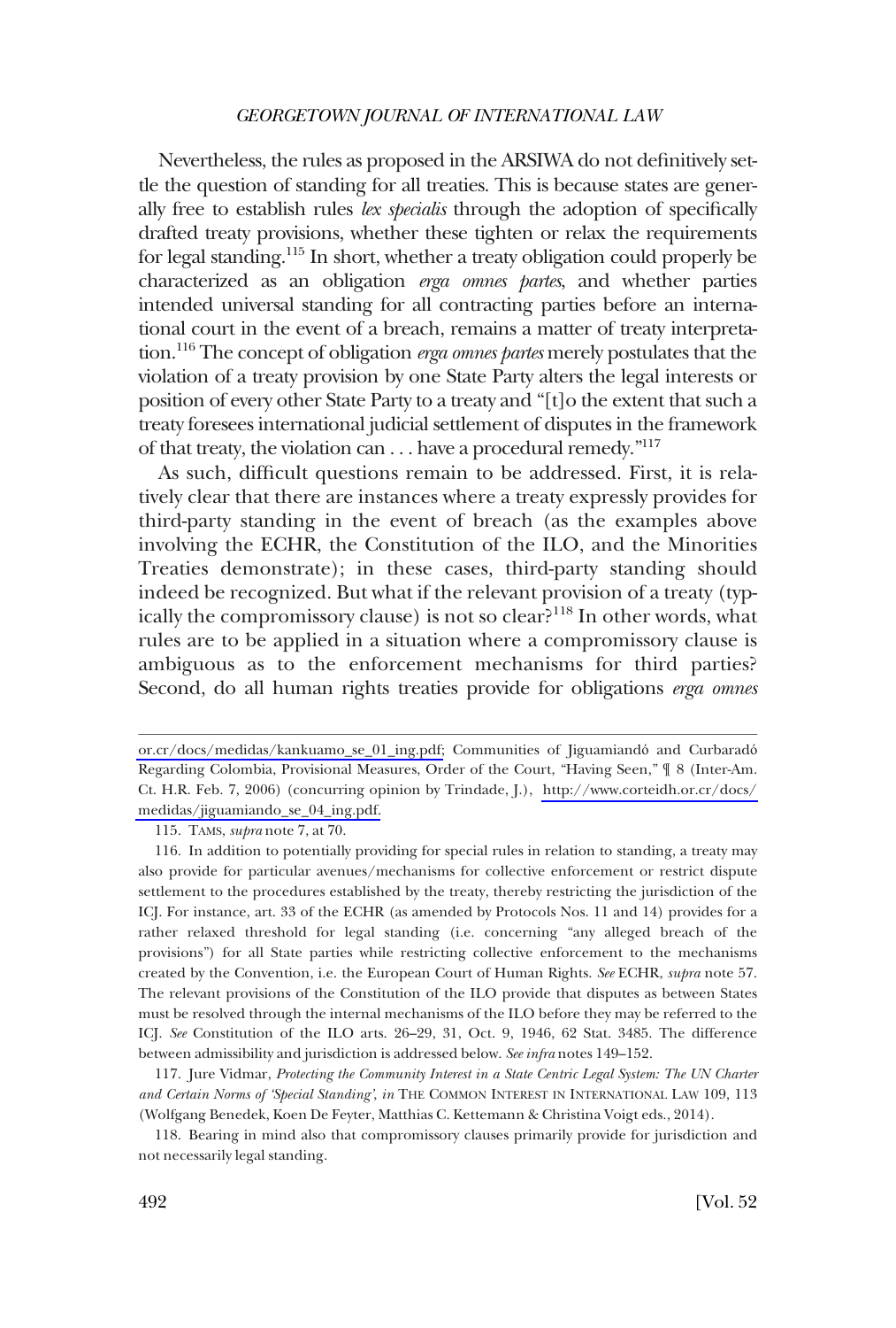Nevertheless, the rules as proposed in the ARSIWA do not definitively settle the question of standing for all treaties. This is because states are generally free to establish rules *lex specialis* through the adoption of specifically drafted treaty provisions, whether these tighten or relax the requirements for legal standing.[115] In short, whether a treaty obligation could properly be characterized as an obligation *erga omnes partes*, and whether parties intended universal standing for all contracting parties before an international court in the event of a breach, remains a matter of treaty interpretation.[116] The concept of obligation *erga omnes partes* merely postulates that the violation of a treaty provision by one State Party alters the legal interests or position of every other State Party to a treaty and "[t]o the extent that such a treaty foresees international judicial settlement of disputes in the framework of that treaty, the violation can . . . have a procedural remedy."[117]

As such, difficult questions remain to be addressed. First, it is relatively clear that there are instances where a treaty expressly provides for third-party standing in the event of breach (as the examples above involving the ECHR, the Constitution of the ILO, and the Minorities Treaties demonstrate); in these cases, third-party standing should indeed be recognized. But what if the relevant provision of a treaty (typically the compromissory clause) is not so clear?[118] In other words, what rules are to be applied in a situation where a compromissory clause is ambiguous as to the enforcement mechanisms for third parties? Second, do all human rights treaties provide for obligations *erga omnes*

or.cr/docs/medidas/kankuamo_se_01_ing.pdf; Communities of Jiguamiandó and Curbaradó Regarding Colombia, Provisional Measures, Order of the Court, "Having Seen," ¶ 8 (Inter-Am. Ct. H.R. Feb. 7, 2006) (concurring opinion by Trindade, J.), http://www.corteidh.or.cr/docs/medidas/jiguamiando_se_04_ing.pdf.

115. TAMS, *supra* note 7, at 70.

116. In addition to potentially providing for special rules in relation to standing, a treaty may also provide for particular avenues/mechanisms for collective enforcement or restrict dispute settlement to the procedures established by the treaty, thereby restricting the jurisdiction of the ICJ. For instance, art. 33 of the ECHR (as amended by Protocols Nos. 11 and 14) provides for a rather relaxed threshold for legal standing (i.e. concerning "any alleged breach of the provisions") for all State parties while restricting collective enforcement to the mechanisms created by the Convention, i.e. the European Court of Human Rights. *See* ECHR, *supra* note 57. The relevant provisions of the Constitution of the ILO provide that disputes as between States must be resolved through the internal mechanisms of the ILO before they may be referred to the ICJ. *See* Constitution of the ILO arts. 26–29, 31, Oct. 9, 1946, 62 Stat. 3485. The difference between admissibility and jurisdiction is addressed below. *See infra* notes 149–152.

117. Jure Vidmar, *Protecting the Community Interest in a State Centric Legal System: The UN Charter and Certain Norms of 'Special Standing'*, *in* THE COMMON INTEREST IN INTERNATIONAL LAW 109, 113 (Wolfgang Benedek, Koen De Feyter, Matthias C. Kettemann & Christina Voigt eds., 2014).

118. Bearing in mind also that compromissory clauses primarily provide for jurisdiction and not necessarily legal standing.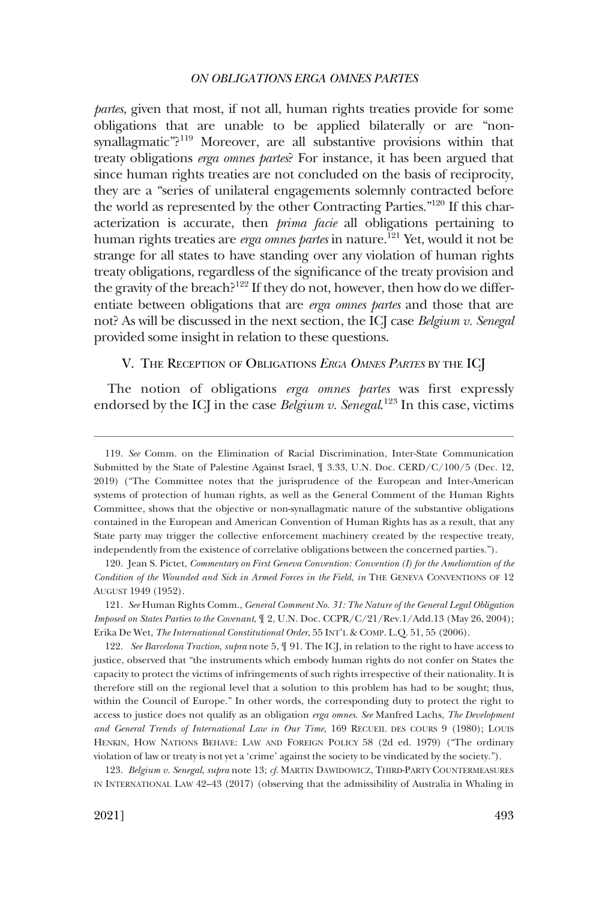*partes*, given that most, if not all, human rights treaties provide for some obligations that are unable to be applied bilaterally or are "non-synallagmatic"?[119] Moreover, are all substantive provisions within that treaty obligations *erga omnes partes*? For instance, it has been argued that since human rights treaties are not concluded on the basis of reciprocity, they are a "series of unilateral engagements solemnly contracted before the world as represented by the other Contracting Parties."[120] If this characterization is accurate, then *prima facie* all obligations pertaining to human rights treaties are *erga omnes partes* in nature.[121] Yet, would it not be strange for all states to have standing over any violation of human rights treaty obligations, regardless of the significance of the treaty provision and the gravity of the breach?[122] If they do not, however, then how do we differentiate between obligations that are *erga omnes partes* and those that are not? As will be discussed in the next section, the ICJ case *Belgium v. Senegal* provided some insight in relation to these questions.

## V. The Reception of Obligations *Erga Omnes Partes* by the ICJ

The notion of obligations *erga omnes partes* was first expressly endorsed by the ICJ in the case *Belgium v. Senegal*.[123] In this case, victims

---

119. *See* Comm. on the Elimination of Racial Discrimination, Inter-State Communication Submitted by the State of Palestine Against Israel, ¶ 3.33, U.N. Doc. CERD/C/100/5 (Dec. 12, 2019) ("The Committee notes that the jurisprudence of the European and Inter-American systems of protection of human rights, as well as the General Comment of the Human Rights Committee, shows that the objective or non-synallagmatic nature of the substantive obligations contained in the European and American Convention of Human Rights has as a result, that any State party may trigger the collective enforcement machinery created by the respective treaty, independently from the existence of correlative obligations between the concerned parties.").

120. Jean S. Pictet, *Commentary on First Geneva Convention: Convention (I) for the Amelioration of the Condition of the Wounded and Sick in Armed Forces in the Field*, *in* The Geneva Conventions of 12 August 1949 (1952).

121. *See* Human Rights Comm., *General Comment No. 31: The Nature of the General Legal Obligation Imposed on States Parties to the Covenant*, ¶ 2, U.N. Doc. CCPR/C/21/Rev.1/Add.13 (May 26, 2004); Erika De Wet, *The International Constitutional Order*, 55 Int'l & Comp. L.Q. 51, 55 (2006).

122. *See Barcelona Traction*, *supra* note 5, ¶ 91. The ICJ, in relation to the right to have access to justice, observed that "the instruments which embody human rights do not confer on States the capacity to protect the victims of infringements of such rights irrespective of their nationality. It is therefore still on the regional level that a solution to this problem has had to be sought; thus, within the Council of Europe." In other words, the corresponding duty to protect the right to access to justice does not qualify as an obligation *erga omnes*. *See* Manfred Lachs, *The Development and General Trends of International Law in Our Time*, 169 Recueil des cours 9 (1980); Louis Henkin, How Nations Behave: Law and Foreign Policy 58 (2d ed. 1979) ("The ordinary violation of law or treaty is not yet a 'crime' against the society to be vindicated by the society.").

123. *Belgium v. Senegal*, *supra* note 13; *cf.* Martin Dawidowicz, Third-Party Countermeasures in International Law 42–43 (2017) (observing that the admissibility of Australia in Whaling in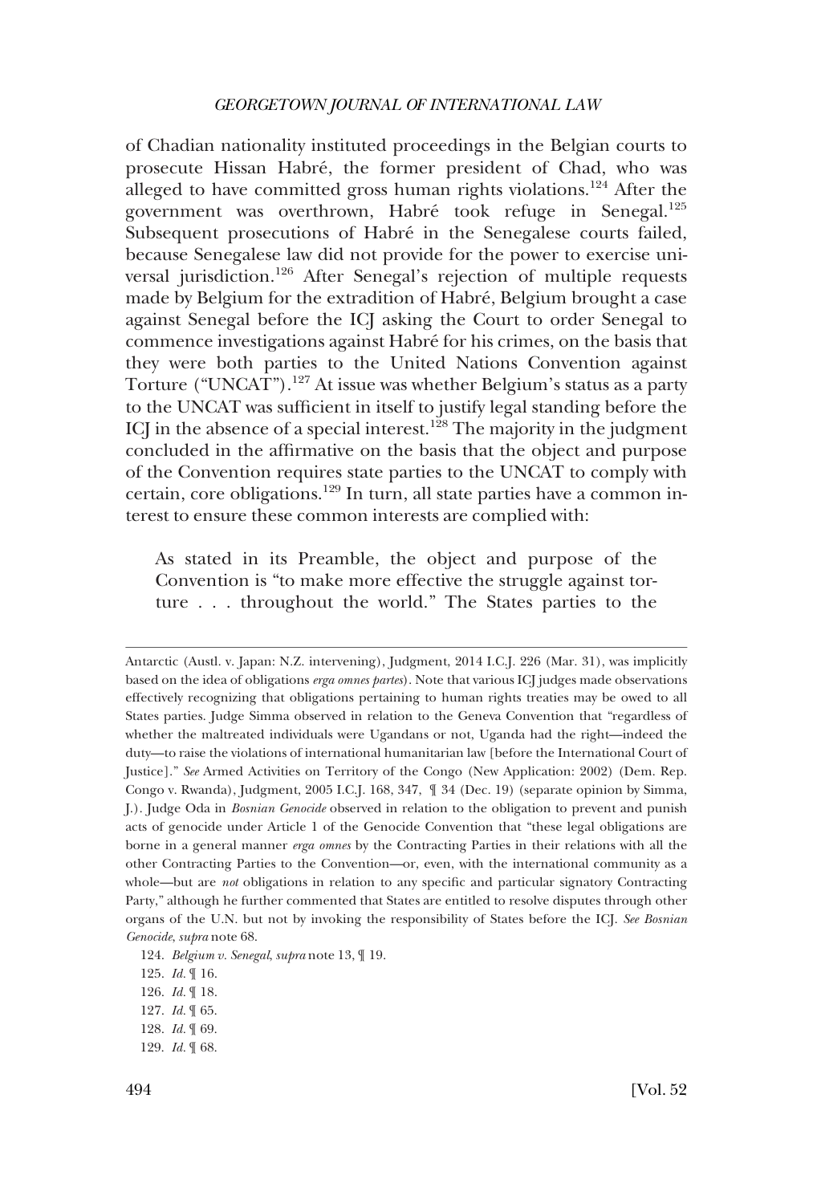of Chadian nationality instituted proceedings in the Belgian courts to prosecute Hissan Habré, the former president of Chad, who was alleged to have committed gross human rights violations.[124] After the government was overthrown, Habré took refuge in Senegal.[125] Subsequent prosecutions of Habré in the Senegalese courts failed, because Senegalese law did not provide for the power to exercise universal jurisdiction.[126] After Senegal's rejection of multiple requests made by Belgium for the extradition of Habré, Belgium brought a case against Senegal before the ICJ asking the Court to order Senegal to commence investigations against Habré for his crimes, on the basis that they were both parties to the United Nations Convention against Torture ("UNCAT").[127] At issue was whether Belgium's status as a party to the UNCAT was sufficient in itself to justify legal standing before the ICJ in the absence of a special interest.[128] The majority in the judgment concluded in the affirmative on the basis that the object and purpose of the Convention requires state parties to the UNCAT to comply with certain, core obligations.[129] In turn, all state parties have a common interest to ensure these common interests are complied with:

> As stated in its Preamble, the object and purpose of the Convention is "to make more effective the struggle against torture . . . throughout the world." The States parties to the

---

Antarctic (Austl. v. Japan: N.Z. intervening), Judgment, 2014 I.C.J. 226 (Mar. 31), was implicitly based on the idea of obligations *erga omnes partes*). Note that various ICJ judges made observations effectively recognizing that obligations pertaining to human rights treaties may be owed to all States parties. Judge Simma observed in relation to the Geneva Convention that "regardless of whether the maltreated individuals were Ugandans or not, Uganda had the right—indeed the duty—to raise the violations of international humanitarian law [before the International Court of Justice]." *See* Armed Activities on Territory of the Congo (New Application: 2002) (Dem. Rep. Congo v. Rwanda), Judgment, 2005 I.C.J. 168, 347, ¶ 34 (Dec. 19) (separate opinion by Simma, J.). Judge Oda in *Bosnian Genocide* observed in relation to the obligation to prevent and punish acts of genocide under Article 1 of the Genocide Convention that "these legal obligations are borne in a general manner *erga omnes* by the Contracting Parties in their relations with all the other Contracting Parties to the Convention—or, even, with the international community as a whole—but are *not* obligations in relation to any specific and particular signatory Contracting Party," although he further commented that States are entitled to resolve disputes through other organs of the U.N. but not by invoking the responsibility of States before the ICJ. *See Bosnian Genocide*, *supra* note 68.

124. *Belgium v. Senegal*, *supra* note 13, ¶ 19.

125. *Id.* ¶ 16.

126. *Id.* ¶ 18.

127. *Id.* ¶ 65.

128. *Id.* ¶ 69.

129. *Id.* ¶ 68.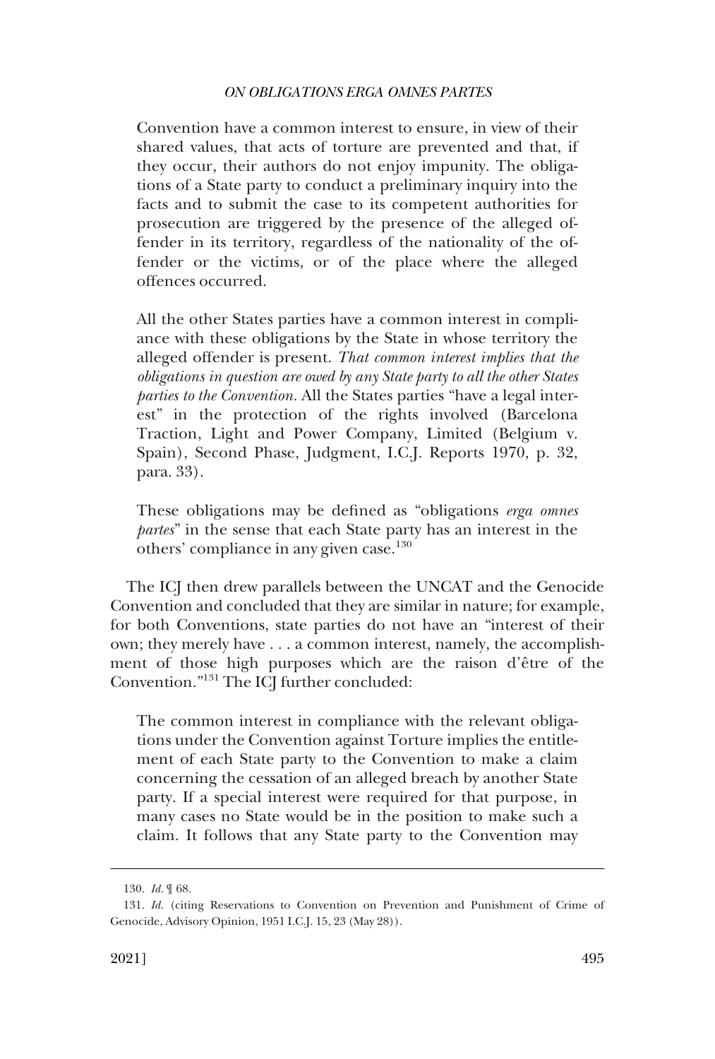> Convention have a common interest to ensure, in view of their shared values, that acts of torture are prevented and that, if they occur, their authors do not enjoy impunity. The obligations of a State party to conduct a preliminary inquiry into the facts and to submit the case to its competent authorities for prosecution are triggered by the presence of the alleged offender in its territory, regardless of the nationality of the offender or the victims, or of the place where the alleged offences occurred.
>
> All the other States parties have a common interest in compliance with these obligations by the State in whose territory the alleged offender is present. *That common interest implies that the obligations in question are owed by any State party to all the other States parties to the Convention*. All the States parties "have a legal interest" in the protection of the rights involved (Barcelona Traction, Light and Power Company, Limited (Belgium v. Spain), Second Phase, Judgment, I.C.J. Reports 1970, p. 32, para. 33).
>
> These obligations may be defined as "obligations *erga omnes partes*" in the sense that each State party has an interest in the others' compliance in any given case.[130]

The ICJ then drew parallels between the UNCAT and the Genocide Convention and concluded that they are similar in nature; for example, for both Conventions, state parties do not have an "interest of their own; they merely have . . . a common interest, namely, the accomplishment of those high purposes which are the raison d'être of the Convention."[131] The ICJ further concluded:

> The common interest in compliance with the relevant obligations under the Convention against Torture implies the entitlement of each State party to the Convention to make a claim concerning the cessation of an alleged breach by another State party. If a special interest were required for that purpose, in many cases no State would be in the position to make such a claim. It follows that any State party to the Convention may

130. *Id.* ¶ 68.

131. *Id.* (citing Reservations to Convention on Prevention and Punishment of Crime of Genocide, Advisory Opinion, 1951 I.C.J. 15, 23 (May 28)).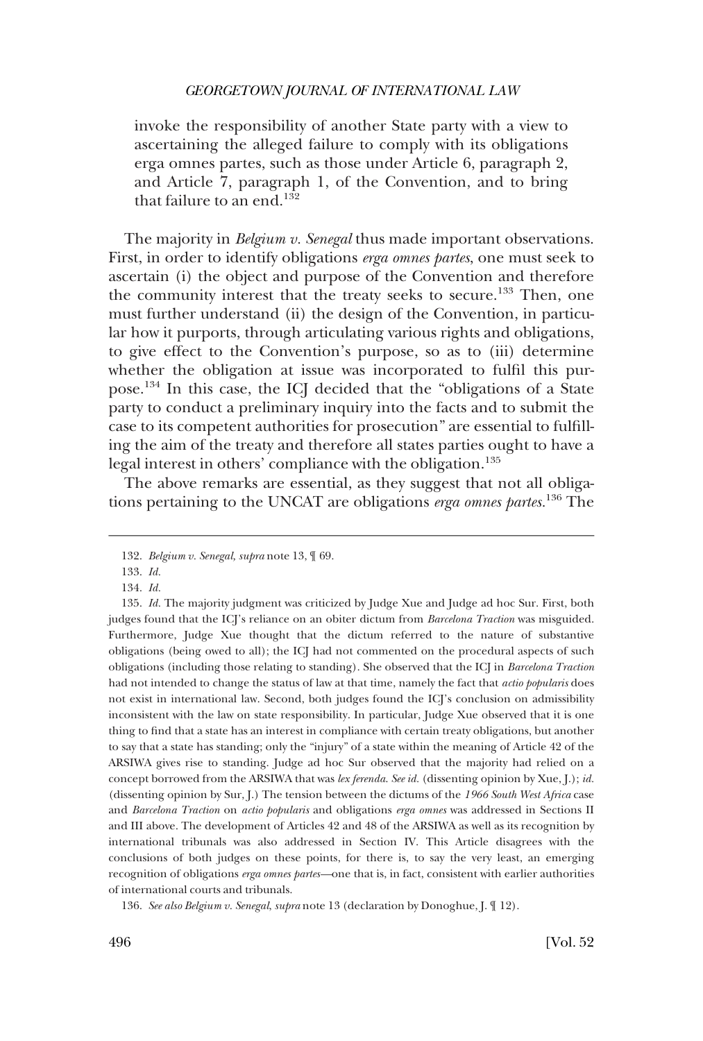> invoke the responsibility of another State party with a view to ascertaining the alleged failure to comply with its obligations erga omnes partes, such as those under Article 6, paragraph 2, and Article 7, paragraph 1, of the Convention, and to bring that failure to an end.[132]

The majority in *Belgium v. Senegal* thus made important observations. First, in order to identify obligations *erga omnes partes*, one must seek to ascertain (i) the object and purpose of the Convention and therefore the community interest that the treaty seeks to secure.[133] Then, one must further understand (ii) the design of the Convention, in particular how it purports, through articulating various rights and obligations, to give effect to the Convention's purpose, so as to (iii) determine whether the obligation at issue was incorporated to fulfil this purpose.[134] In this case, the ICJ decided that the "obligations of a State party to conduct a preliminary inquiry into the facts and to submit the case to its competent authorities for prosecution" are essential to fulfilling the aim of the treaty and therefore all states parties ought to have a legal interest in others' compliance with the obligation.[135]

The above remarks are essential, as they suggest that not all obligations pertaining to the UNCAT are obligations *erga omnes partes*.[136] The

---

132. *Belgium v. Senegal, supra* note 13, ¶ 69.

133. *Id.*

134. *Id.*

135. *Id.* The majority judgment was criticized by Judge Xue and Judge ad hoc Sur. First, both judges found that the ICJ's reliance on an obiter dictum from *Barcelona Traction* was misguided. Furthermore, Judge Xue thought that the dictum referred to the nature of substantive obligations (being owed to all); the ICJ had not commented on the procedural aspects of such obligations (including those relating to standing). She observed that the ICJ in *Barcelona Traction* had not intended to change the status of law at that time, namely the fact that *actio popularis* does not exist in international law. Second, both judges found the ICJ's conclusion on admissibility inconsistent with the law on state responsibility. In particular, Judge Xue observed that it is one thing to find that a state has an interest in compliance with certain treaty obligations, but another to say that a state has standing; only the "injury" of a state within the meaning of Article 42 of the ARSIWA gives rise to standing. Judge ad hoc Sur observed that the majority had relied on a concept borrowed from the ARSIWA that was *lex ferenda*. *See id.* (dissenting opinion by Xue, J.); *id.* (dissenting opinion by Sur, J.) The tension between the dictums of the *1966 South West Africa* case and *Barcelona Traction* on *actio popularis* and obligations *erga omnes* was addressed in Sections II and III above. The development of Articles 42 and 48 of the ARSIWA as well as its recognition by international tribunals was also addressed in Section IV. This Article disagrees with the conclusions of both judges on these points, for there is, to say the very least, an emerging recognition of obligations *erga omnes partes*—one that is, in fact, consistent with earlier authorities of international courts and tribunals.

136. *See also Belgium v. Senegal, supra* note 13 (declaration by Donoghue, J. ¶ 12).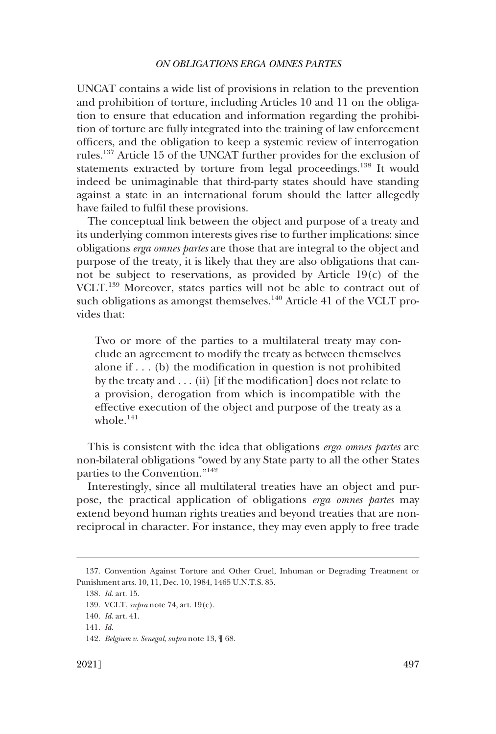UNCAT contains a wide list of provisions in relation to the prevention and prohibition of torture, including Articles 10 and 11 on the obligation to ensure that education and information regarding the prohibition of torture are fully integrated into the training of law enforcement officers, and the obligation to keep a systemic review of interrogation rules.[137] Article 15 of the UNCAT further provides for the exclusion of statements extracted by torture from legal proceedings.[138] It would indeed be unimaginable that third-party states should have standing against a state in an international forum should the latter allegedly have failed to fulfil these provisions.

The conceptual link between the object and purpose of a treaty and its underlying common interests gives rise to further implications: since obligations *erga omnes partes* are those that are integral to the object and purpose of the treaty, it is likely that they are also obligations that cannot be subject to reservations, as provided by Article 19(c) of the VCLT.[139] Moreover, states parties will not be able to contract out of such obligations as amongst themselves.[140] Article 41 of the VCLT provides that:

> Two or more of the parties to a multilateral treaty may conclude an agreement to modify the treaty as between themselves alone if . . . (b) the modification in question is not prohibited by the treaty and . . . (ii) [if the modification] does not relate to a provision, derogation from which is incompatible with the effective execution of the object and purpose of the treaty as a whole.[141]

This is consistent with the idea that obligations *erga omnes partes* are non-bilateral obligations "owed by any State party to all the other States parties to the Convention."[142]

Interestingly, since all multilateral treaties have an object and purpose, the practical application of obligations *erga omnes partes* may extend beyond human rights treaties and beyond treaties that are non-reciprocal in character. For instance, they may even apply to free trade

---

137. Convention Against Torture and Other Cruel, Inhuman or Degrading Treatment or Punishment arts. 10, 11, Dec. 10, 1984, 1465 U.N.T.S. 85.

138. *Id.* art. 15.

139. VCLT, *supra* note 74, art. 19(c).

140. *Id.* art. 41.

141. *Id.*

142. *Belgium v. Senegal*, *supra* note 13, ¶ 68.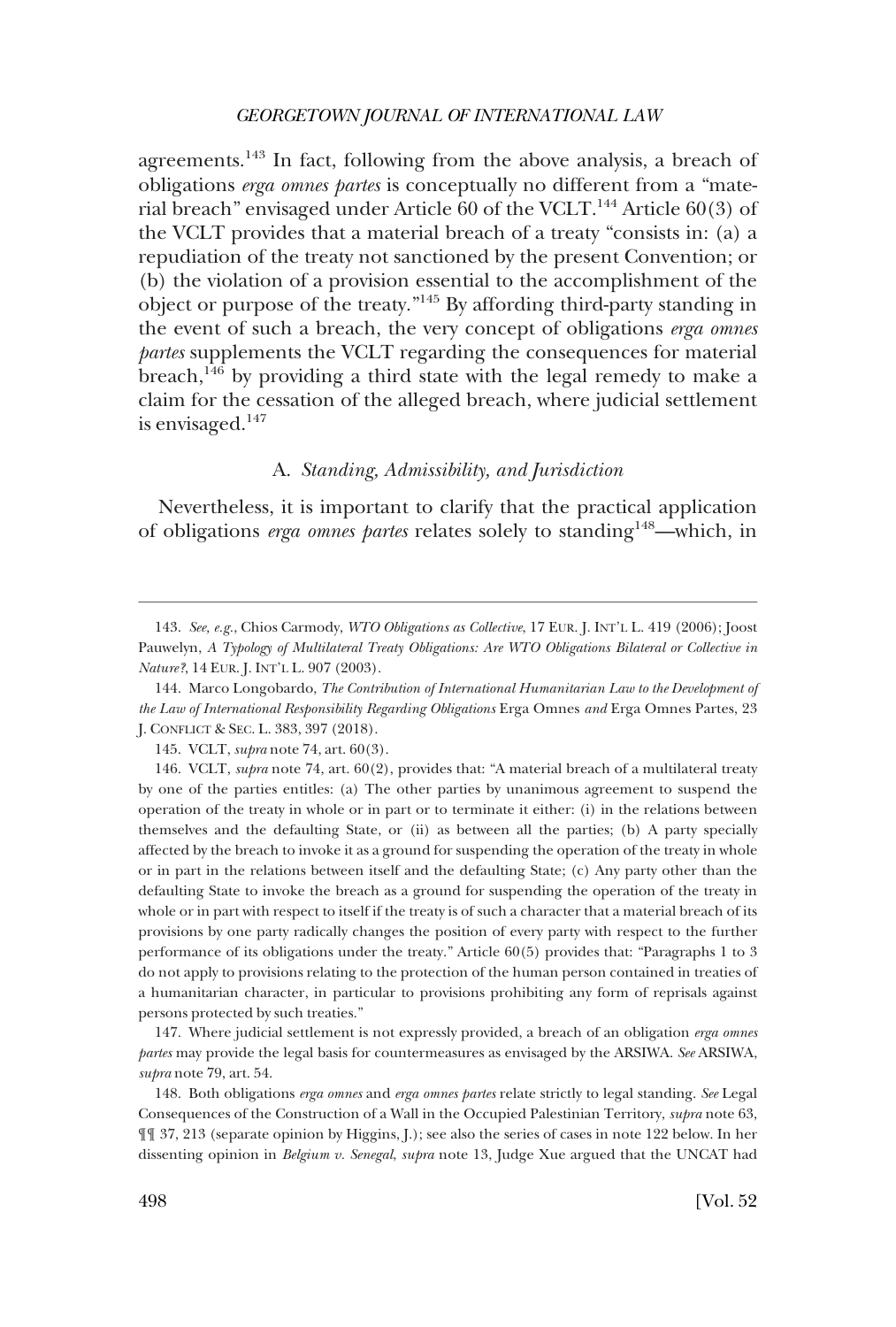agreements.[143] In fact, following from the above analysis, a breach of obligations *erga omnes partes* is conceptually no different from a "material breach" envisaged under Article 60 of the VCLT.[144] Article 60(3) of the VCLT provides that a material breach of a treaty "consists in: (a) a repudiation of the treaty not sanctioned by the present Convention; or (b) the violation of a provision essential to the accomplishment of the object or purpose of the treaty."[145] By affording third-party standing in the event of such a breach, the very concept of obligations *erga omnes partes* supplements the VCLT regarding the consequences for material breach,[146] by providing a third state with the legal remedy to make a claim for the cessation of the alleged breach, where judicial settlement is envisaged.[147]

### A. *Standing, Admissibility, and Jurisdiction*

Nevertheless, it is important to clarify that the practical application of obligations *erga omnes partes* relates solely to standing[148]—which, in

---

143. *See, e.g.*, Chios Carmody, *WTO Obligations as Collective*, 17 EUR. J. INT'L L. 419 (2006); Joost Pauwelyn, *A Typology of Multilateral Treaty Obligations: Are WTO Obligations Bilateral or Collective in Nature?*, 14 EUR. J. INT'L L. 907 (2003).

144. Marco Longobardo, *The Contribution of International Humanitarian Law to the Development of the Law of International Responsibility Regarding Obligations* Erga Omnes *and* Erga Omnes Partes, 23 J. CONFLICT & SEC. L. 383, 397 (2018).

145. VCLT, *supra* note 74, art. 60(3).

146. VCLT, *supra* note 74, art. 60(2), provides that: "A material breach of a multilateral treaty by one of the parties entitles: (a) The other parties by unanimous agreement to suspend the operation of the treaty in whole or in part or to terminate it either: (i) in the relations between themselves and the defaulting State, or (ii) as between all the parties; (b) A party specially affected by the breach to invoke it as a ground for suspending the operation of the treaty in whole or in part in the relations between itself and the defaulting State; (c) Any party other than the defaulting State to invoke the breach as a ground for suspending the operation of the treaty in whole or in part with respect to itself if the treaty is of such a character that a material breach of its provisions by one party radically changes the position of every party with respect to the further performance of its obligations under the treaty." Article 60(5) provides that: "Paragraphs 1 to 3 do not apply to provisions relating to the protection of the human person contained in treaties of a humanitarian character, in particular to provisions prohibiting any form of reprisals against persons protected by such treaties."

147. Where judicial settlement is not expressly provided, a breach of an obligation *erga omnes partes* may provide the legal basis for countermeasures as envisaged by the ARSIWA. *See* ARSIWA, *supra* note 79, art. 54.

148. Both obligations *erga omnes* and *erga omnes partes* relate strictly to legal standing. *See* Legal Consequences of the Construction of a Wall in the Occupied Palestinian Territory, *supra* note 63, ¶¶ 37, 213 (separate opinion by Higgins, J.); see also the series of cases in note 122 below. In her dissenting opinion in *Belgium v. Senegal*, *supra* note 13, Judge Xue argued that the UNCAT had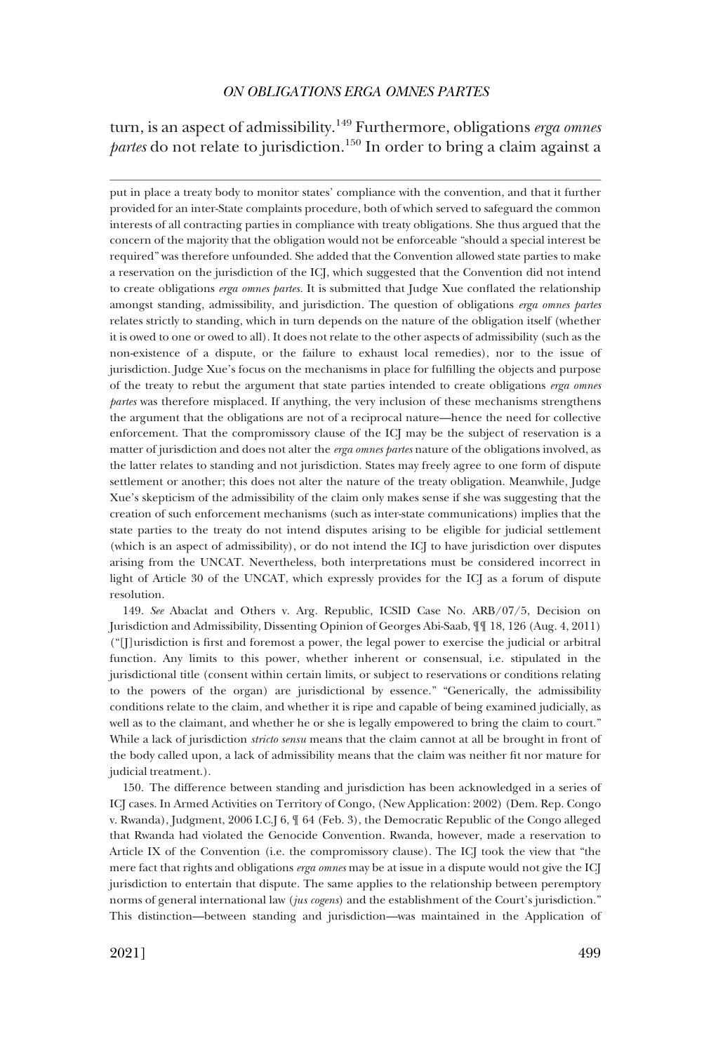turn, is an aspect of admissibility.[149] Furthermore, obligations *erga omnes partes* do not relate to jurisdiction.[150] In order to bring a claim against a

put in place a treaty body to monitor states' compliance with the convention, and that it further provided for an inter-State complaints procedure, both of which served to safeguard the common interests of all contracting parties in compliance with treaty obligations. She thus argued that the concern of the majority that the obligation would not be enforceable "should a special interest be required" was therefore unfounded. She added that the Convention allowed state parties to make a reservation on the jurisdiction of the ICJ, which suggested that the Convention did not intend to create obligations *erga omnes partes*. It is submitted that Judge Xue conflated the relationship amongst standing, admissibility, and jurisdiction. The question of obligations *erga omnes partes* relates strictly to standing, which in turn depends on the nature of the obligation itself (whether it is owed to one or owed to all). It does not relate to the other aspects of admissibility (such as the non-existence of a dispute, or the failure to exhaust local remedies), nor to the issue of jurisdiction. Judge Xue's focus on the mechanisms in place for fulfilling the objects and purpose of the treaty to rebut the argument that state parties intended to create obligations *erga omnes partes* was therefore misplaced. If anything, the very inclusion of these mechanisms strengthens the argument that the obligations are not of a reciprocal nature—hence the need for collective enforcement. That the compromissory clause of the ICJ may be the subject of reservation is a matter of jurisdiction and does not alter the *erga omnes partes* nature of the obligations involved, as the latter relates to standing and not jurisdiction. States may freely agree to one form of dispute settlement or another; this does not alter the nature of the treaty obligation. Meanwhile, Judge Xue's skepticism of the admissibility of the claim only makes sense if she was suggesting that the creation of such enforcement mechanisms (such as inter-state communications) implies that the state parties to the treaty do not intend disputes arising to be eligible for judicial settlement (which is an aspect of admissibility), or do not intend the ICJ to have jurisdiction over disputes arising from the UNCAT. Nevertheless, both interpretations must be considered incorrect in light of Article 30 of the UNCAT, which expressly provides for the ICJ as a forum of dispute resolution.

149. *See* Abaclat and Others v. Arg. Republic, ICSID Case No. ARB/07/5, Decision on Jurisdiction and Admissibility, Dissenting Opinion of Georges Abi-Saab, ¶¶ 18, 126 (Aug. 4, 2011) ("[J]urisdiction is first and foremost a power, the legal power to exercise the judicial or arbitral function. Any limits to this power, whether inherent or consensual, i.e. stipulated in the jurisdictional title (consent within certain limits, or subject to reservations or conditions relating to the powers of the organ) are jurisdictional by essence." "Generically, the admissibility conditions relate to the claim, and whether it is ripe and capable of being examined judicially, as well as to the claimant, and whether he or she is legally empowered to bring the claim to court." While a lack of jurisdiction *stricto sensu* means that the claim cannot at all be brought in front of the body called upon, a lack of admissibility means that the claim was neither fit nor mature for judicial treatment.).

150. The difference between standing and jurisdiction has been acknowledged in a series of ICJ cases. In Armed Activities on Territory of Congo, (New Application: 2002) (Dem. Rep. Congo v. Rwanda), Judgment, 2006 I.C.J 6, ¶ 64 (Feb. 3), the Democratic Republic of the Congo alleged that Rwanda had violated the Genocide Convention. Rwanda, however, made a reservation to Article IX of the Convention (i.e. the compromissory clause). The ICJ took the view that "the mere fact that rights and obligations *erga omnes* may be at issue in a dispute would not give the ICJ jurisdiction to entertain that dispute. The same applies to the relationship between peremptory norms of general international law (*jus cogens*) and the establishment of the Court's jurisdiction." This distinction—between standing and jurisdiction—was maintained in the Application of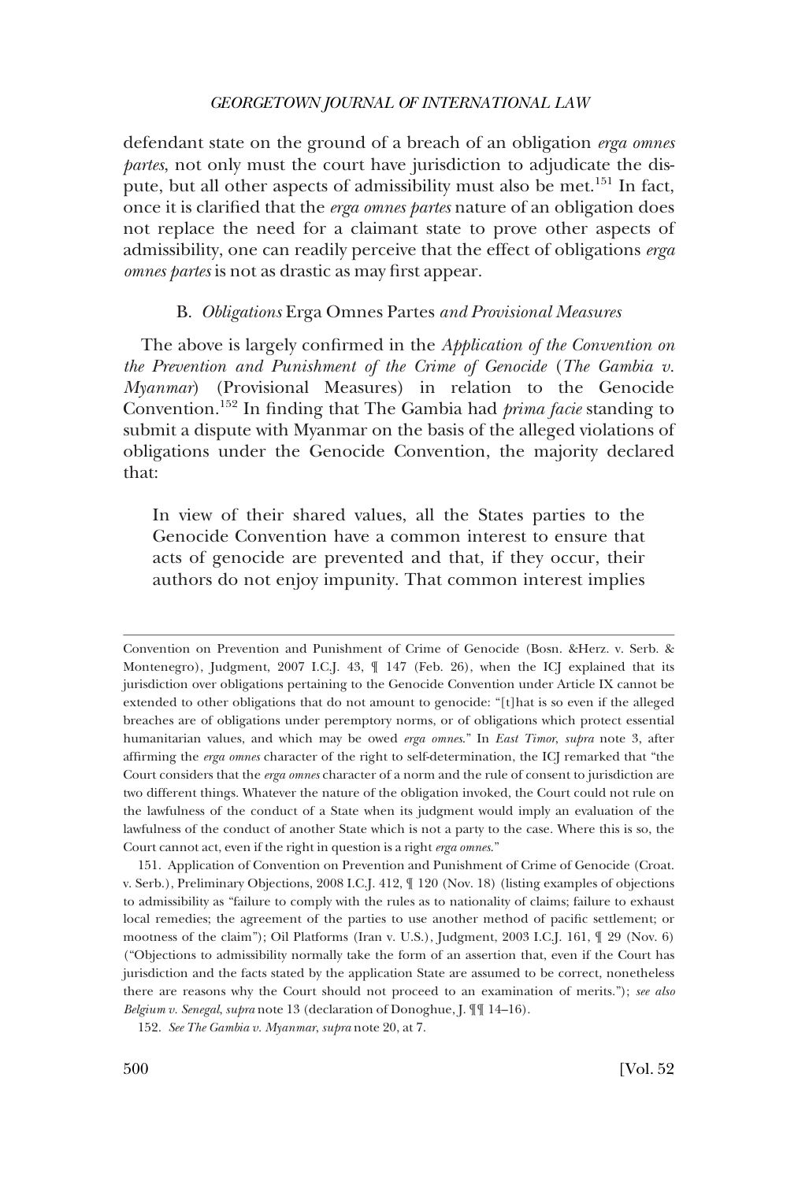defendant state on the ground of a breach of an obligation *erga omnes partes*, not only must the court have jurisdiction to adjudicate the dispute, but all other aspects of admissibility must also be met.[151] In fact, once it is clarified that the *erga omnes partes* nature of an obligation does not replace the need for a claimant state to prove other aspects of admissibility, one can readily perceive that the effect of obligations *erga omnes partes* is not as drastic as may first appear.

### B. *Obligations* Erga Omnes Partes *and Provisional Measures*

The above is largely confirmed in the *Application of the Convention on the Prevention and Punishment of the Crime of Genocide* (*The Gambia v. Myanmar*) (Provisional Measures) in relation to the Genocide Convention.[152] In finding that The Gambia had *prima facie* standing to submit a dispute with Myanmar on the basis of the alleged violations of obligations under the Genocide Convention, the majority declared that:

> In view of their shared values, all the States parties to the Genocide Convention have a common interest to ensure that acts of genocide are prevented and that, if they occur, their authors do not enjoy impunity. That common interest implies

---

Convention on Prevention and Punishment of Crime of Genocide (Bosn. &Herz. v. Serb. & Montenegro), Judgment, 2007 I.C.J. 43, ¶ 147 (Feb. 26), when the ICJ explained that its jurisdiction over obligations pertaining to the Genocide Convention under Article IX cannot be extended to other obligations that do not amount to genocide: "[t]hat is so even if the alleged breaches are of obligations under peremptory norms, or of obligations which protect essential humanitarian values, and which may be owed *erga omnes*." In *East Timor*, *supra* note 3, after affirming the *erga omnes* character of the right to self-determination, the ICJ remarked that "the Court considers that the *erga omnes* character of a norm and the rule of consent to jurisdiction are two different things. Whatever the nature of the obligation invoked, the Court could not rule on the lawfulness of the conduct of a State when its judgment would imply an evaluation of the lawfulness of the conduct of another State which is not a party to the case. Where this is so, the Court cannot act, even if the right in question is a right *erga omnes*."

151. Application of Convention on Prevention and Punishment of Crime of Genocide (Croat. v. Serb.), Preliminary Objections, 2008 I.C.J. 412, ¶ 120 (Nov. 18) (listing examples of objections to admissibility as "failure to comply with the rules as to nationality of claims; failure to exhaust local remedies; the agreement of the parties to use another method of pacific settlement; or mootness of the claim"); Oil Platforms (Iran v. U.S.), Judgment, 2003 I.C.J. 161, ¶ 29 (Nov. 6) ("Objections to admissibility normally take the form of an assertion that, even if the Court has jurisdiction and the facts stated by the application State are assumed to be correct, nonetheless there are reasons why the Court should not proceed to an examination of merits."); *see also Belgium v. Senegal*, *supra* note 13 (declaration of Donoghue, J. ¶¶ 14–16).

152. *See The Gambia v. Myanmar*, *supra* note 20, at 7.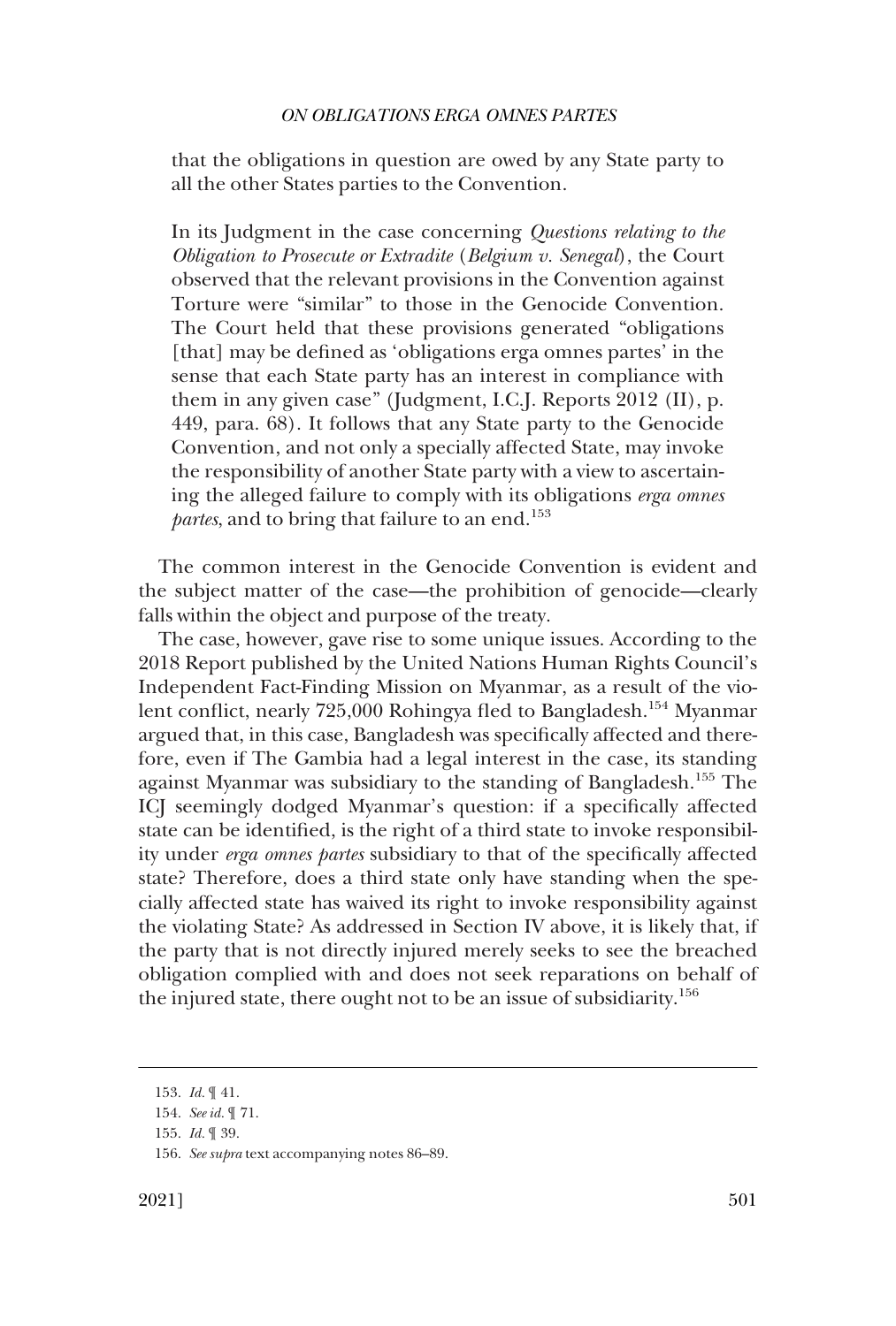that the obligations in question are owed by any State party to all the other States parties to the Convention.

> In its Judgment in the case concerning *Questions relating to the Obligation to Prosecute or Extradite* (*Belgium v. Senegal*), the Court observed that the relevant provisions in the Convention against Torture were "similar" to those in the Genocide Convention. The Court held that these provisions generated "obligations [that] may be defined as 'obligations erga omnes partes' in the sense that each State party has an interest in compliance with them in any given case" (Judgment, I.C.J. Reports 2012 (II), p. 449, para. 68). It follows that any State party to the Genocide Convention, and not only a specially affected State, may invoke the responsibility of another State party with a view to ascertaining the alleged failure to comply with its obligations *erga omnes partes*, and to bring that failure to an end.[153]

The common interest in the Genocide Convention is evident and the subject matter of the case—the prohibition of genocide—clearly falls within the object and purpose of the treaty.

The case, however, gave rise to some unique issues. According to the 2018 Report published by the United Nations Human Rights Council's Independent Fact-Finding Mission on Myanmar, as a result of the violent conflict, nearly 725,000 Rohingya fled to Bangladesh.[154] Myanmar argued that, in this case, Bangladesh was specifically affected and therefore, even if The Gambia had a legal interest in the case, its standing against Myanmar was subsidiary to the standing of Bangladesh.[155] The ICJ seemingly dodged Myanmar's question: if a specifically affected state can be identified, is the right of a third state to invoke responsibility under *erga omnes partes* subsidiary to that of the specifically affected state? Therefore, does a third state only have standing when the specially affected state has waived its right to invoke responsibility against the violating State? As addressed in Section IV above, it is likely that, if the party that is not directly injured merely seeks to see the breached obligation complied with and does not seek reparations on behalf of the injured state, there ought not to be an issue of subsidiarity.[156]

---

153. *Id.* ¶ 41.

154. *See id.* ¶ 71.

155. *Id.* ¶ 39.

156. *See supra* text accompanying notes 86–89.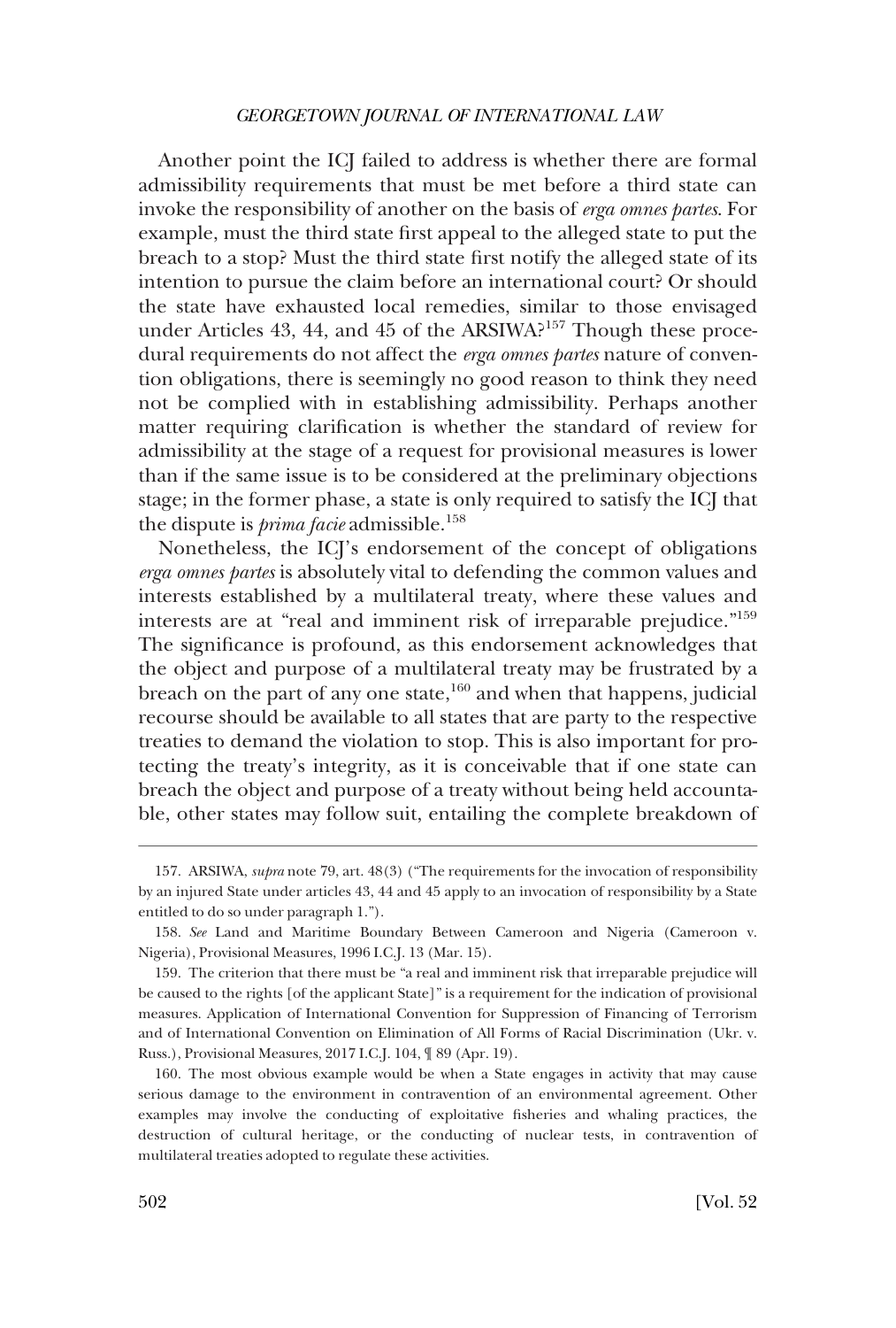Another point the ICJ failed to address is whether there are formal admissibility requirements that must be met before a third state can invoke the responsibility of another on the basis of *erga omnes partes*. For example, must the third state first appeal to the alleged state to put the breach to a stop? Must the third state first notify the alleged state of its intention to pursue the claim before an international court? Or should the state have exhausted local remedies, similar to those envisaged under Articles 43, 44, and 45 of the ARSIWA?[157] Though these procedural requirements do not affect the *erga omnes partes* nature of convention obligations, there is seemingly no good reason to think they need not be complied with in establishing admissibility. Perhaps another matter requiring clarification is whether the standard of review for admissibility at the stage of a request for provisional measures is lower than if the same issue is to be considered at the preliminary objections stage; in the former phase, a state is only required to satisfy the ICJ that the dispute is *prima facie* admissible.[158]

Nonetheless, the ICJ's endorsement of the concept of obligations *erga omnes partes* is absolutely vital to defending the common values and interests established by a multilateral treaty, where these values and interests are at "real and imminent risk of irreparable prejudice."[159] The significance is profound, as this endorsement acknowledges that the object and purpose of a multilateral treaty may be frustrated by a breach on the part of any one state,[160] and when that happens, judicial recourse should be available to all states that are party to the respective treaties to demand the violation to stop. This is also important for protecting the treaty's integrity, as it is conceivable that if one state can breach the object and purpose of a treaty without being held accountable, other states may follow suit, entailing the complete breakdown of

---

157. ARSIWA, *supra* note 79, art. 48(3) ("The requirements for the invocation of responsibility by an injured State under articles 43, 44 and 45 apply to an invocation of responsibility by a State entitled to do so under paragraph 1.").

158. *See* Land and Maritime Boundary Between Cameroon and Nigeria (Cameroon v. Nigeria), Provisional Measures, 1996 I.C.J. 13 (Mar. 15).

159. The criterion that there must be "a real and imminent risk that irreparable prejudice will be caused to the rights [of the applicant State]" is a requirement for the indication of provisional measures. Application of International Convention for Suppression of Financing of Terrorism and of International Convention on Elimination of All Forms of Racial Discrimination (Ukr. v. Russ.), Provisional Measures, 2017 I.C.J. 104, ¶ 89 (Apr. 19).

160. The most obvious example would be when a State engages in activity that may cause serious damage to the environment in contravention of an environmental agreement. Other examples may involve the conducting of exploitative fisheries and whaling practices, the destruction of cultural heritage, or the conducting of nuclear tests, in contravention of multilateral treaties adopted to regulate these activities.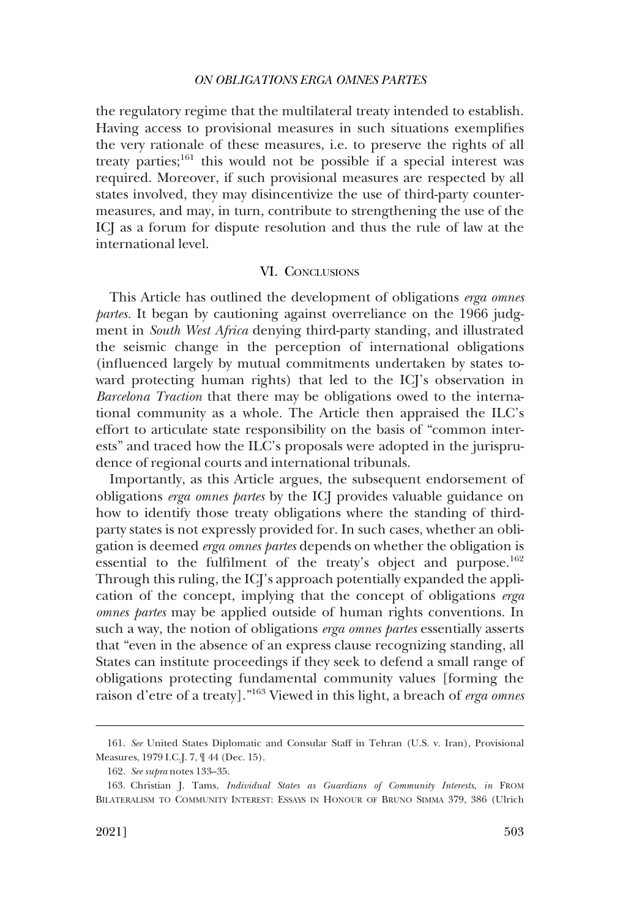the regulatory regime that the multilateral treaty intended to establish. Having access to provisional measures in such situations exemplifies the very rationale of these measures, i.e. to preserve the rights of all treaty parties;[161] this would not be possible if a special interest was required. Moreover, if such provisional measures are respected by all states involved, they may disincentivize the use of third-party countermeasures, and may, in turn, contribute to strengthening the use of the ICJ as a forum for dispute resolution and thus the rule of law at the international level.

## VI. CONCLUSIONS

This Article has outlined the development of obligations *erga omnes partes*. It began by cautioning against overreliance on the 1966 judgment in *South West Africa* denying third-party standing, and illustrated the seismic change in the perception of international obligations (influenced largely by mutual commitments undertaken by states toward protecting human rights) that led to the ICJ's observation in *Barcelona Traction* that there may be obligations owed to the international community as a whole. The Article then appraised the ILC's effort to articulate state responsibility on the basis of "common interests" and traced how the ILC's proposals were adopted in the jurisprudence of regional courts and international tribunals.

Importantly, as this Article argues, the subsequent endorsement of obligations *erga omnes partes* by the ICJ provides valuable guidance on how to identify those treaty obligations where the standing of third-party states is not expressly provided for. In such cases, whether an obligation is deemed *erga omnes partes* depends on whether the obligation is essential to the fulfilment of the treaty's object and purpose.[162] Through this ruling, the ICJ's approach potentially expanded the application of the concept, implying that the concept of obligations *erga omnes partes* may be applied outside of human rights conventions. In such a way, the notion of obligations *erga omnes partes* essentially asserts that "even in the absence of an express clause recognizing standing, all States can institute proceedings if they seek to defend a small range of obligations protecting fundamental community values [forming the raison d'etre of a treaty]."[163] Viewed in this light, a breach of *erga omnes*

---

161. *See* United States Diplomatic and Consular Staff in Tehran (U.S. v. Iran), Provisional Measures, 1979 I.C.J. 7, ¶ 44 (Dec. 15).

162. *See supra* notes 133–35.

163. Christian J. Tams, *Individual States as Guardians of Community Interests*, *in* FROM BILATERALISM TO COMMUNITY INTEREST: ESSAYS IN HONOUR OF BRUNO SIMMA 379, 386 (Ulrich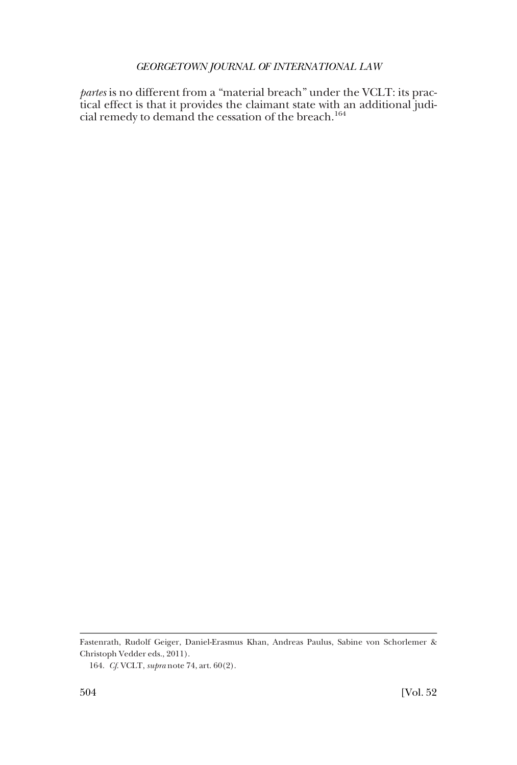*partes* is no different from a "material breach" under the VCLT: its practical effect is that it provides the claimant state with an additional judicial remedy to demand the cessation of the breach.[164]

---

Fastenrath, Rudolf Geiger, Daniel-Erasmus Khan, Andreas Paulus, Sabine von Schorlemer & Christoph Vedder eds., 2011).

164. *Cf.* VCLT, *supra* note 74, art. 60(2).